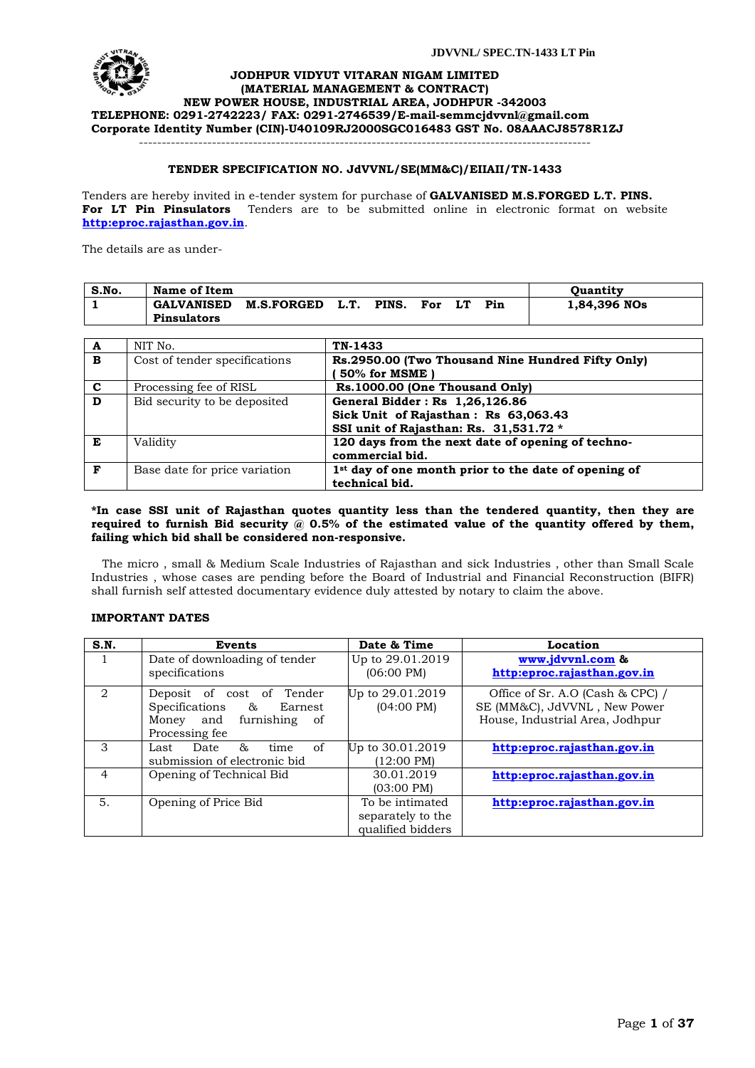**JODHPUR VIDYUT VITARAN NIGAM LIMITED**
**(MATERIAL MANAGEMENT & CONTRACT)**
**NEW POWER HOUSE, INDUSTRIAL AREA, JODHPUR -342003**
**TELEPHONE: 0291-2742223/ FAX: 0291-2746539/E-mail-semmcjdvvnl@gmail.com**
**Corporate Identity Number (CIN)-U40109RJ2000SGC016483 GST No. 08AAACJ8578R1ZJ**

---

**TENDER SPECIFICATION NO. JdVVNL/SE(MM&C)/EIIAII/TN-1433**

Tenders are hereby invited in e-tender system for purchase of **GALVANISED M.S.FORGED L.T. PINS. For LT Pin Pinsulators** Tenders are to be submitted online in electronic format on website **http:eproc.rajasthan.gov.in**.

The details are as under-

| S.No. | Name of Item | Quantity |
|---|---|---|
| 1 | GALVANISED M.S.FORGED L.T. PINS. For LT Pin Pinsulators | 1,84,396 NOs |

| | | |
|---|---|---|
| **A** | NIT No. | **TN-1433** |
| **B** | Cost of tender specifications | **Rs.2950.00 (Two Thousand Nine Hundred Fifty Only) ( 50% for MSME )** |
| **C** | Processing fee of RISL | **Rs.1000.00 (One Thousand Only)** |
| **D** | Bid security to be deposited | **General Bidder : Rs 1,26,126.86**<br>**Sick Unit of Rajasthan : Rs 63,063.43**<br>**SSI unit of Rajasthan: Rs. 31,531.72 *** |
| **E** | Validity | **120 days from the next date of opening of techno-commercial bid.** |
| **F** | Base date for price variation | **1st day of one month prior to the date of opening of technical bid.** |

***In case SSI unit of Rajasthan quotes quantity less than the tendered quantity, then they are required to furnish Bid security @ 0.5% of the estimated value of the quantity offered by them, failing which bid shall be considered non-responsive.**

The micro , small & Medium Scale Industries of Rajasthan and sick Industries , other than Small Scale Industries , whose cases are pending before the Board of Industrial and Financial Reconstruction (BIFR) shall furnish self attested documentary evidence duly attested by notary to claim the above.

**IMPORTANT DATES**

| S.N. | Events | Date & Time | Location |
|---|---|---|---|
| 1 | Date of downloading of tender specifications | Up to 29.01.2019 (06:00 PM) | **www.jdvvnl.com** & **http:eproc.rajasthan.gov.in** |
| 2 | Deposit of cost of Tender Specifications & Earnest Money and furnishing of Processing fee | Up to 29.01.2019 (04:00 PM) | Office of Sr. A.O (Cash & CPC) / SE (MM&C), JdVVNL , New Power House, Industrial Area, Jodhpur |
| 3 | Last Date & time of submission of electronic bid | Up to 30.01.2019 (12:00 PM) | **http:eproc.rajasthan.gov.in** |
| 4 | Opening of Technical Bid | 30.01.2019 (03:00 PM) | **http:eproc.rajasthan.gov.in** |
| 5. | Opening of Price Bid | To be intimated separately to the qualified bidders | **http:eproc.rajasthan.gov.in** |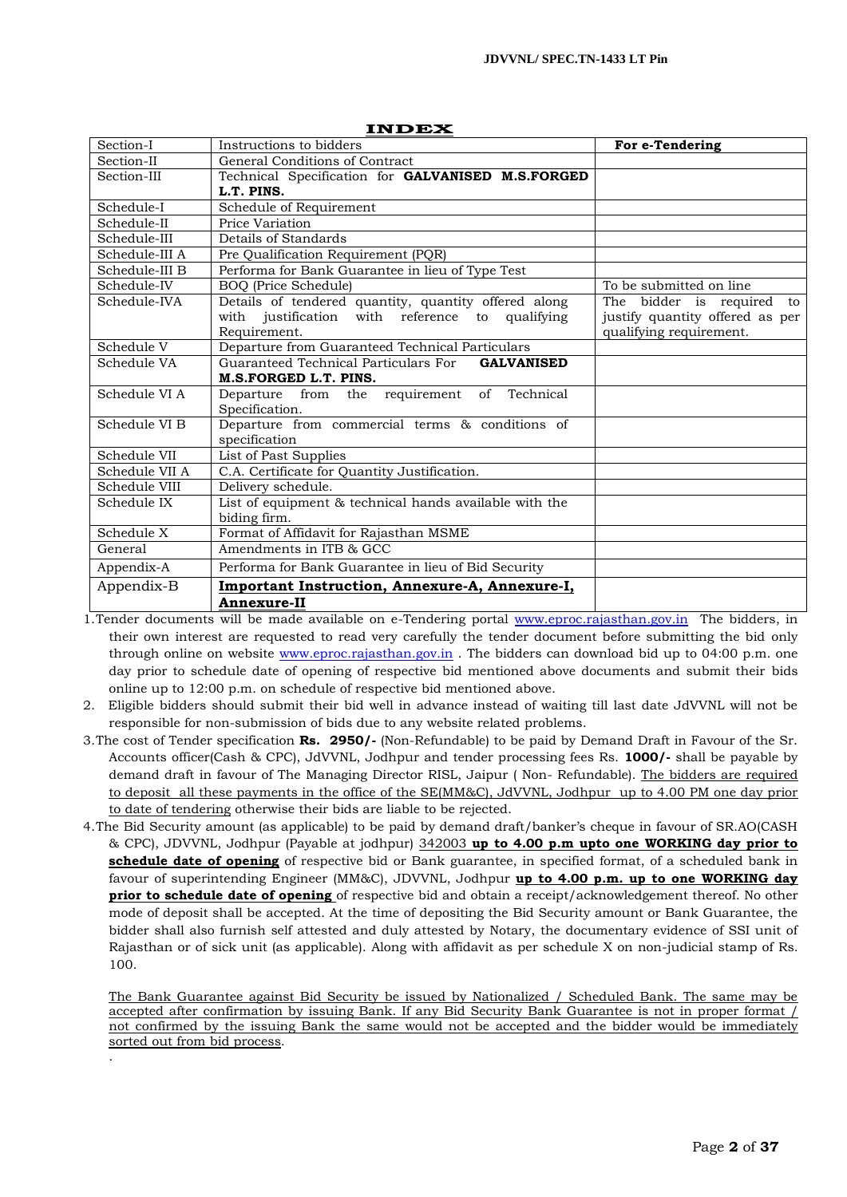# INDEX

| | | |
|---|---|---|
| Section-I | Instructions to bidders | **For e-Tendering** |
| Section-II | General Conditions of Contract | |
| Section-III | Technical Specification for **GALVANISED M.S.FORGED L.T. PINS.** | |
| Schedule-I | Schedule of Requirement | |
| Schedule-II | Price Variation | |
| Schedule-III | Details of Standards | |
| Schedule-III A | Pre Qualification Requirement (PQR) | |
| Schedule-III B | Performa for Bank Guarantee in lieu of Type Test | |
| Schedule-IV | BOQ (Price Schedule) | To be submitted on line |
| Schedule-IVA | Details of tendered quantity, quantity offered along with justification with reference to qualifying Requirement. | The bidder is required to justify quantity offered as per qualifying requirement. |
| Schedule V | Departure from Guaranteed Technical Particulars | |
| Schedule VA | Guaranteed Technical Particulars For **GALVANISED M.S.FORGED L.T. PINS.** | |
| Schedule VI A | Departure from the requirement of Technical Specification. | |
| Schedule VI B | Departure from commercial terms & conditions of specification | |
| Schedule VII | List of Past Supplies | |
| Schedule VII A | C.A. Certificate for Quantity Justification. | |
| Schedule VIII | Delivery schedule. | |
| Schedule IX | List of equipment & technical hands available with the biding firm. | |
| Schedule X | Format of Affidavit for Rajasthan MSME | |
| General | Amendments in ITB & GCC | |
| Appendix-A | Performa for Bank Guarantee in lieu of Bid Security | |
| Appendix-B | **Important Instruction, Annexure-A, Annexure-I, Annexure-II** | |

1. Tender documents will be made available on e-Tendering portal www.eproc.rajasthan.gov.in The bidders, in their own interest are requested to read very carefully the tender document before submitting the bid only through online on website www.eproc.rajasthan.gov.in . The bidders can download bid up to 04:00 p.m. one day prior to schedule date of opening of respective bid mentioned above documents and submit their bids online up to 12:00 p.m. on schedule of respective bid mentioned above.
2. Eligible bidders should submit their bid well in advance instead of waiting till last date JdVVNL will not be responsible for non-submission of bids due to any website related problems.
3. The cost of Tender specification **Rs. 2950/-** (Non-Refundable) to be paid by Demand Draft in Favour of the Sr. Accounts officer(Cash & CPC), JdVVNL, Jodhpur and tender processing fees Rs. **1000/-** shall be payable by demand draft in favour of The Managing Director RISL, Jaipur ( Non- Refundable). The bidders are required to deposit all these payments in the office of the SE(MM&C), JdVVNL, Jodhpur up to 4.00 PM one day prior to date of tendering otherwise their bids are liable to be rejected.
4. The Bid Security amount (as applicable) to be paid by demand draft/banker's cheque in favour of SR.AO(CASH & CPC), JDVVNL, Jodhpur (Payable at jodhpur) 342003 **up to 4.00 p.m upto one WORKING day prior to schedule date of opening** of respective bid or Bank guarantee, in specified format, of a scheduled bank in favour of superintending Engineer (MM&C), JDVVNL, Jodhpur **up to 4.00 p.m. up to one WORKING day prior to schedule date of opening** of respective bid and obtain a receipt/acknowledgement thereof. No other mode of deposit shall be accepted. At the time of depositing the Bid Security amount or Bank Guarantee, the bidder shall also furnish self attested and duly attested by Notary, the documentary evidence of SSI unit of Rajasthan or of sick unit (as applicable). Along with affidavit as per schedule X on non-judicial stamp of Rs. 100.

   The Bank Guarantee against Bid Security be issued by Nationalized / Scheduled Bank. The same may be accepted after confirmation by issuing Bank. If any Bid Security Bank Guarantee is not in proper format / not confirmed by the issuing Bank the same would not be accepted and the bidder would be immediately sorted out from bid process.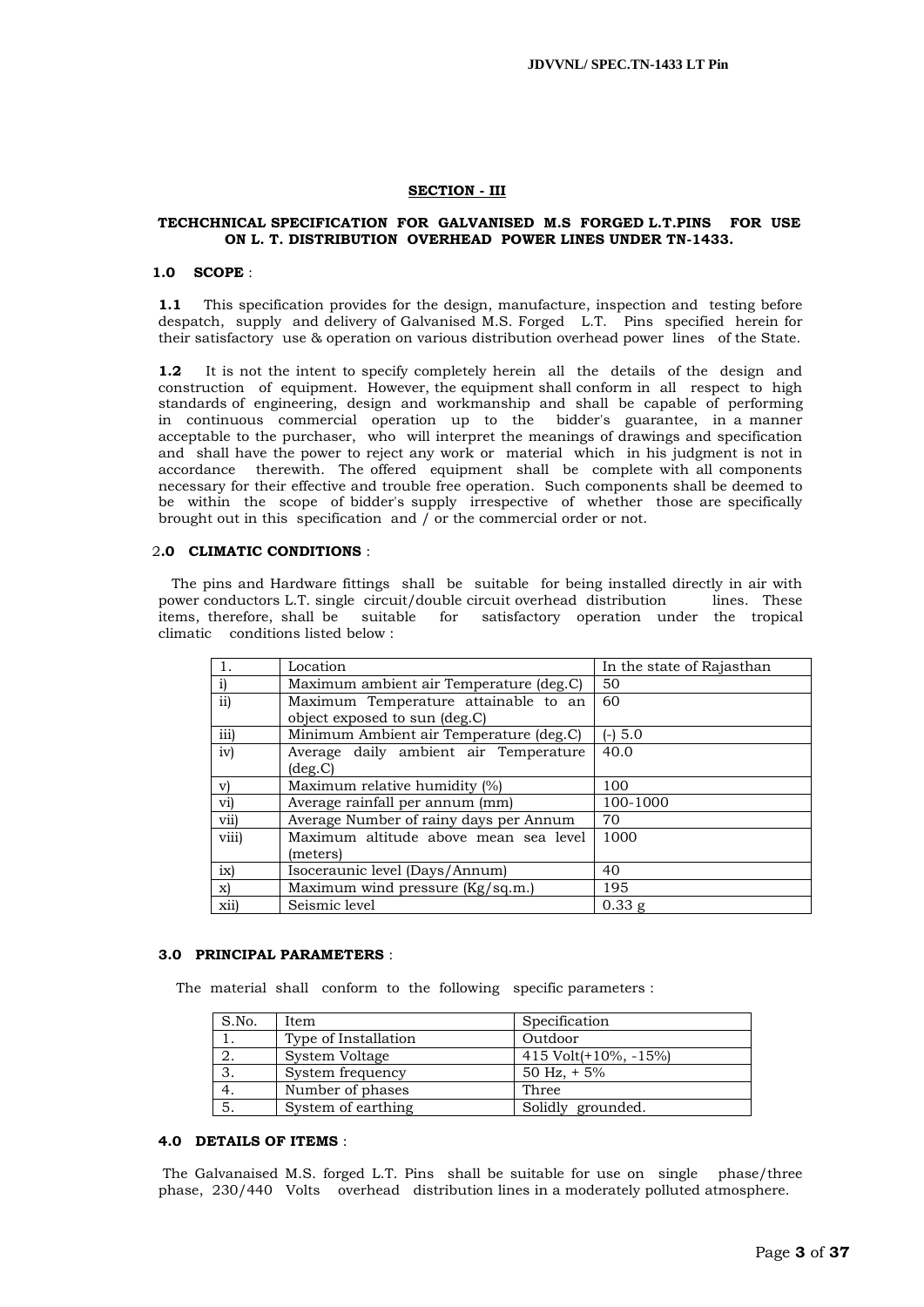## SECTION - III

### TECHCHNICAL SPECIFICATION FOR GALVANISED M.S FORGED L.T.PINS FOR USE ON L. T. DISTRIBUTION OVERHEAD POWER LINES UNDER TN-1433.

**1.0 SCOPE** :

**1.1** This specification provides for the design, manufacture, inspection and testing before despatch, supply and delivery of Galvanised M.S. Forged L.T. Pins specified herein for their satisfactory use & operation on various distribution overhead power lines of the State.

**1.2** It is not the intent to specify completely herein all the details of the design and construction of equipment. However, the equipment shall conform in all respect to high standards of engineering, design and workmanship and shall be capable of performing in continuous commercial operation up to the bidder's guarantee, in a manner acceptable to the purchaser, who will interpret the meanings of drawings and specification and shall have the power to reject any work or material which in his judgment is not in accordance therewith. The offered equipment shall be complete with all components necessary for their effective and trouble free operation. Such components shall be deemed to be within the scope of bidder's supply irrespective of whether those are specifically brought out in this specification and / or the commercial order or not.

**2.0 CLIMATIC CONDITIONS** :

The pins and Hardware fittings shall be suitable for being installed directly in air with power conductors L.T. single circuit/double circuit overhead distribution lines. These items, therefore, shall be suitable for satisfactory operation under the tropical climatic conditions listed below :

| 1. | Location | In the state of Rajasthan |
|---|---|---|
| i) | Maximum ambient air Temperature (deg.C) | 50 |
| ii) | Maximum Temperature attainable to an object exposed to sun (deg.C) | 60 |
| iii) | Minimum Ambient air Temperature (deg.C) | (-) 5.0 |
| iv) | Average daily ambient air Temperature (deg.C) | 40.0 |
| v) | Maximum relative humidity (%) | 100 |
| vi) | Average rainfall per annum (mm) | 100-1000 |
| vii) | Average Number of rainy days per Annum | 70 |
| viii) | Maximum altitude above mean sea level (meters) | 1000 |
| ix) | Isoceraunic level (Days/Annum) | 40 |
| x) | Maximum wind pressure (Kg/sq.m.) | 195 |
| xii) | Seismic level | 0.33 g |

**3.0 PRINCIPAL PARAMETERS** :

The material shall conform to the following specific parameters :

| S.No. | Item | Specification |
|---|---|---|
| 1. | Type of Installation | Outdoor |
| 2. | System Voltage | 415 Volt(+10%, -15%) |
| 3. | System frequency | 50 Hz, + 5% |
| 4. | Number of phases | Three |
| 5. | System of earthing | Solidly grounded. |

**4.0 DETAILS OF ITEMS** :

The Galvanaised M.S. forged L.T. Pins shall be suitable for use on single phase/three phase, 230/440 Volts overhead distribution lines in a moderately polluted atmosphere.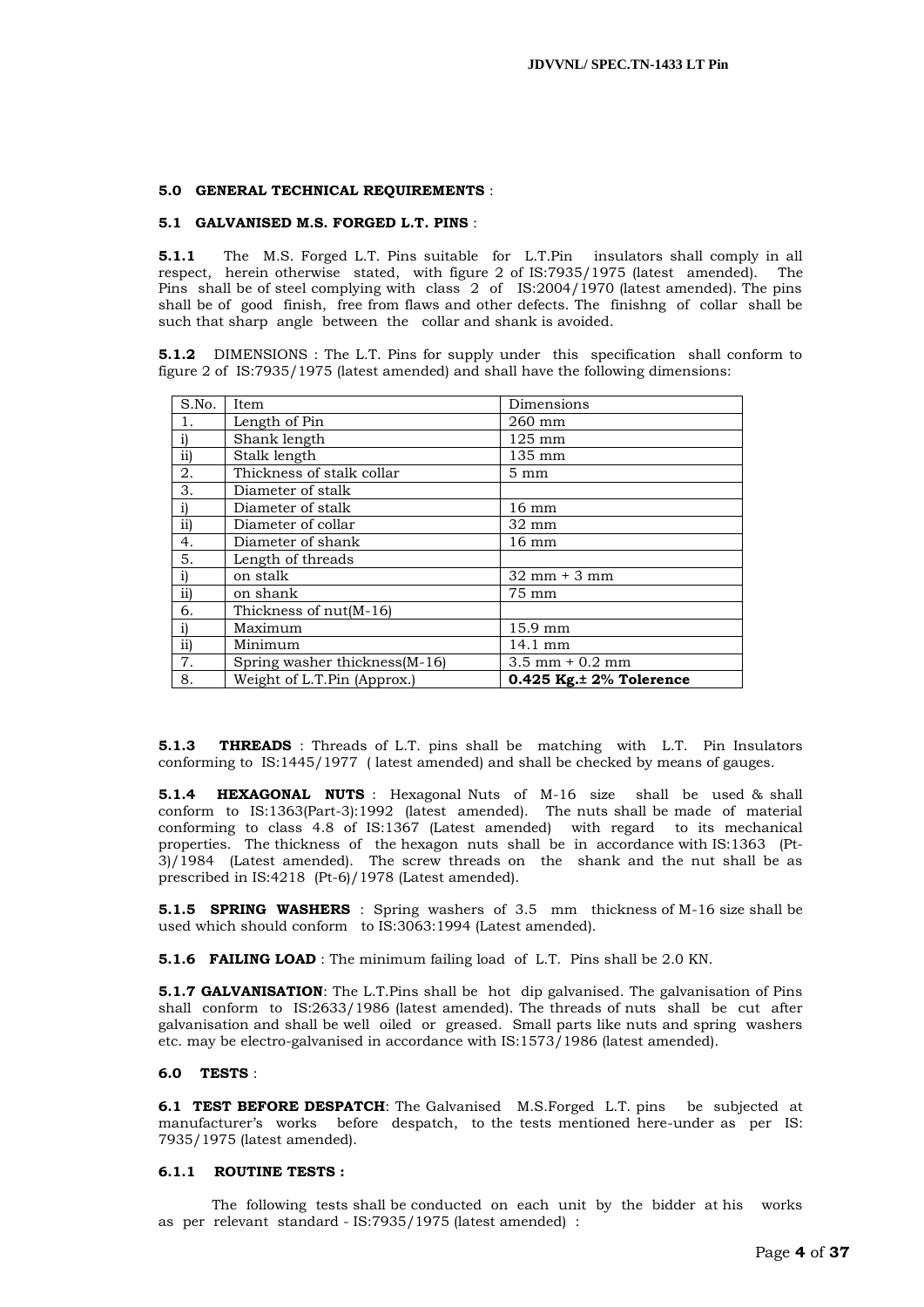**5.0 GENERAL TECHNICAL REQUIREMENTS** :

**5.1 GALVANISED M.S. FORGED L.T. PINS** :

**5.1.1** The M.S. Forged L.T. Pins suitable for L.T.Pin insulators shall comply in all respect, herein otherwise stated, with figure 2 of IS:7935/1975 (latest amended). The Pins shall be of steel complying with class 2 of IS:2004/1970 (latest amended). The pins shall be of good finish, free from flaws and other defects. The finishng of collar shall be such that sharp angle between the collar and shank is avoided.

**5.1.2** DIMENSIONS : The L.T. Pins for supply under this specification shall conform to figure 2 of IS:7935/1975 (latest amended) and shall have the following dimensions:

| S.No. | Item | Dimensions |
|---|---|---|
| 1. | Length of Pin | 260 mm |
| i) | Shank length | 125 mm |
| ii) | Stalk length | 135 mm |
| 2. | Thickness of stalk collar | 5 mm |
| 3. | Diameter of stalk | |
| i) | Diameter of stalk | 16 mm |
| ii) | Diameter of collar | 32 mm |
| 4. | Diameter of shank | 16 mm |
| 5. | Length of threads | |
| i) | on stalk | 32 mm + 3 mm |
| ii) | on shank | 75 mm |
| 6. | Thickness of nut(M-16) | |
| i) | Maximum | 15.9 mm |
| ii) | Minimum | 14.1 mm |
| 7. | Spring washer thickness(M-16) | 3.5 mm + 0.2 mm |
| 8. | Weight of L.T.Pin (Approx.) | **0.425 Kg.± 2% Tolerence** |

**5.1.3 THREADS** : Threads of L.T. pins shall be matching with L.T. Pin Insulators conforming to IS:1445/1977 ( latest amended) and shall be checked by means of gauges.

**5.1.4 HEXAGONAL NUTS** : Hexagonal Nuts of M-16 size shall be used & shall conform to IS:1363(Part-3):1992 (latest amended). The nuts shall be made of material conforming to class 4.8 of IS:1367 (Latest amended) with regard to its mechanical properties. The thickness of the hexagon nuts shall be in accordance with IS:1363 (Pt-3)/1984 (Latest amended). The screw threads on the shank and the nut shall be as prescribed in IS:4218 (Pt-6)/1978 (Latest amended).

**5.1.5 SPRING WASHERS** : Spring washers of 3.5 mm thickness of M-16 size shall be used which should conform to IS:3063:1994 (Latest amended).

**5.1.6 FAILING LOAD** : The minimum failing load of L.T. Pins shall be 2.0 KN.

**5.1.7 GALVANISATION**: The L.T.Pins shall be hot dip galvanised. The galvanisation of Pins shall conform to IS:2633/1986 (latest amended). The threads of nuts shall be cut after galvanisation and shall be well oiled or greased. Small parts like nuts and spring washers etc. may be electro-galvanised in accordance with IS:1573/1986 (latest amended).

**6.0 TESTS** :

**6.1 TEST BEFORE DESPATCH**: The Galvanised M.S.Forged L.T. pins be subjected at manufacturer's works before despatch, to the tests mentioned here-under as per IS: 7935/1975 (latest amended).

**6.1.1 ROUTINE TESTS :**

The following tests shall be conducted on each unit by the bidder at his works as per relevant standard - IS:7935/1975 (latest amended) :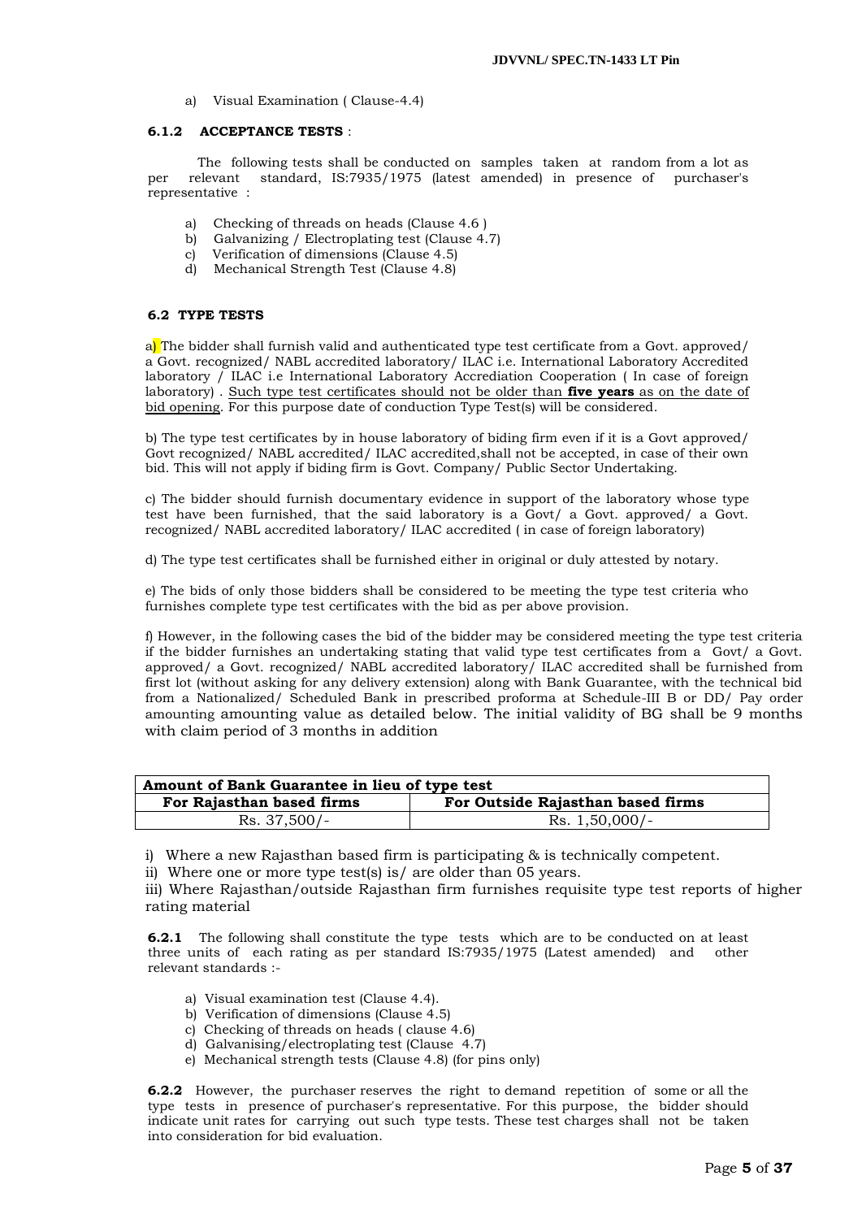a) Visual Examination ( Clause-4.4)

**6.1.2 ACCEPTANCE TESTS** :

The following tests shall be conducted on samples taken at random from a lot as per relevant standard, IS:7935/1975 (latest amended) in presence of purchaser's representative :

a) Checking of threads on heads (Clause 4.6 )
b) Galvanizing / Electroplating test (Clause 4.7)
c) Verification of dimensions (Clause 4.5)
d) Mechanical Strength Test (Clause 4.8)

**6.2 TYPE TESTS**

a) The bidder shall furnish valid and authenticated type test certificate from a Govt. approved/ a Govt. recognized/ NABL accredited laboratory/ ILAC i.e. International Laboratory Accredited laboratory / ILAC i.e International Laboratory Accrediation Cooperation ( In case of foreign laboratory) . Such type test certificates should not be older than **five years** as on the date of bid opening. For this purpose date of conduction Type Test(s) will be considered.

b) The type test certificates by in house laboratory of biding firm even if it is a Govt approved/ Govt recognized/ NABL accredited/ ILAC accredited,shall not be accepted, in case of their own bid. This will not apply if biding firm is Govt. Company/ Public Sector Undertaking.

c) The bidder should furnish documentary evidence in support of the laboratory whose type test have been furnished, that the said laboratory is a Govt/ a Govt. approved/ a Govt. recognized/ NABL accredited laboratory/ ILAC accredited ( in case of foreign laboratory)

d) The type test certificates shall be furnished either in original or duly attested by notary.

e) The bids of only those bidders shall be considered to be meeting the type test criteria who furnishes complete type test certificates with the bid as per above provision.

f) However, in the following cases the bid of the bidder may be considered meeting the type test criteria if the bidder furnishes an undertaking stating that valid type test certificates from a Govt/ a Govt. approved/ a Govt. recognized/ NABL accredited laboratory/ ILAC accredited shall be furnished from first lot (without asking for any delivery extension) along with Bank Guarantee, with the technical bid from a Nationalized/ Scheduled Bank in prescribed proforma at Schedule-III B or DD/ Pay order amounting amounting value as detailed below. The initial validity of BG shall be 9 months with claim period of 3 months in addition

| **Amount of Bank Guarantee in lieu of type test** | |
|---|---|
| **For Rajasthan based firms** | **For Outside Rajasthan based firms** |
| Rs. 37,500/- | Rs. 1,50,000/- |

i) Where a new Rajasthan based firm is participating & is technically competent.
ii) Where one or more type test(s) is/ are older than 05 years.
iii) Where Rajasthan/outside Rajasthan firm furnishes requisite type test reports of higher rating material

**6.2.1** The following shall constitute the type tests which are to be conducted on at least three units of each rating as per standard IS:7935/1975 (Latest amended) and other relevant standards :-

a) Visual examination test (Clause 4.4).
b) Verification of dimensions (Clause 4.5)
c) Checking of threads on heads ( clause 4.6)
d) Galvanising/electroplating test (Clause 4.7)
e) Mechanical strength tests (Clause 4.8) (for pins only)

**6.2.2** However, the purchaser reserves the right to demand repetition of some or all the type tests in presence of purchaser's representative. For this purpose, the bidder should indicate unit rates for carrying out such type tests. These test charges shall not be taken into consideration for bid evaluation.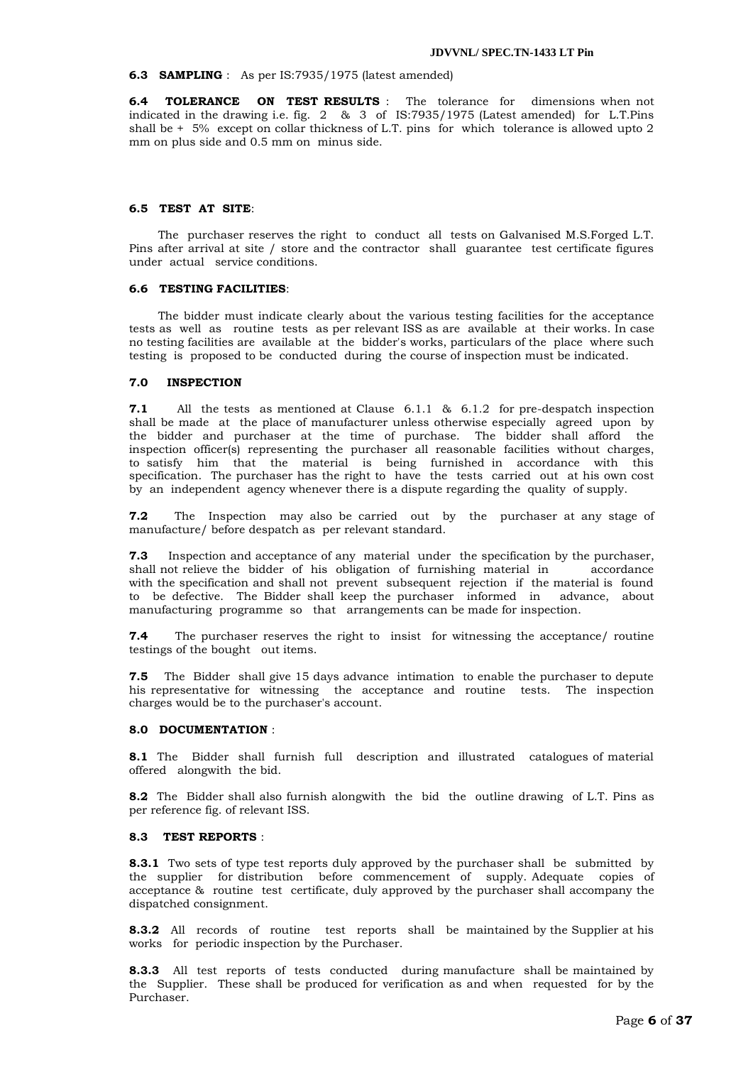**6.3 SAMPLING** : As per IS:7935/1975 (latest amended)

**6.4 TOLERANCE ON TEST RESULTS** : The tolerance for dimensions when not indicated in the drawing i.e. fig. 2 & 3 of IS:7935/1975 (Latest amended) for L.T.Pins shall be + 5% except on collar thickness of L.T. pins for which tolerance is allowed upto 2 mm on plus side and 0.5 mm on minus side.

**6.5 TEST AT SITE**:

The purchaser reserves the right to conduct all tests on Galvanised M.S.Forged L.T. Pins after arrival at site / store and the contractor shall guarantee test certificate figures under actual service conditions.

**6.6 TESTING FACILITIES**:

The bidder must indicate clearly about the various testing facilities for the acceptance tests as well as routine tests as per relevant ISS as are available at their works. In case no testing facilities are available at the bidder's works, particulars of the place where such testing is proposed to be conducted during the course of inspection must be indicated.

**7.0 INSPECTION**

**7.1** All the tests as mentioned at Clause 6.1.1 & 6.1.2 for pre-despatch inspection shall be made at the place of manufacturer unless otherwise especially agreed upon by the bidder and purchaser at the time of purchase. The bidder shall afford the inspection officer(s) representing the purchaser all reasonable facilities without charges, to satisfy him that the material is being furnished in accordance with this specification. The purchaser has the right to have the tests carried out at his own cost by an independent agency whenever there is a dispute regarding the quality of supply.

**7.2** The Inspection may also be carried out by the purchaser at any stage of manufacture/ before despatch as per relevant standard.

**7.3** Inspection and acceptance of any material under the specification by the purchaser, shall not relieve the bidder of his obligation of furnishing material in accordance with the specification and shall not prevent subsequent rejection if the material is found to be defective. The Bidder shall keep the purchaser informed in advance, about manufacturing programme so that arrangements can be made for inspection.

**7.4** The purchaser reserves the right to insist for witnessing the acceptance/ routine testings of the bought out items.

**7.5** The Bidder shall give 15 days advance intimation to enable the purchaser to depute his representative for witnessing the acceptance and routine tests. The inspection charges would be to the purchaser's account.

**8.0 DOCUMENTATION** :

**8.1** The Bidder shall furnish full description and illustrated catalogues of material offered alongwith the bid.

**8.2** The Bidder shall also furnish alongwith the bid the outline drawing of L.T. Pins as per reference fig. of relevant ISS.

**8.3 TEST REPORTS** :

**8.3.1** Two sets of type test reports duly approved by the purchaser shall be submitted by the supplier for distribution before commencement of supply. Adequate copies of acceptance & routine test certificate, duly approved by the purchaser shall accompany the dispatched consignment.

**8.3.2** All records of routine test reports shall be maintained by the Supplier at his works for periodic inspection by the Purchaser.

**8.3.3** All test reports of tests conducted during manufacture shall be maintained by the Supplier. These shall be produced for verification as and when requested for by the Purchaser.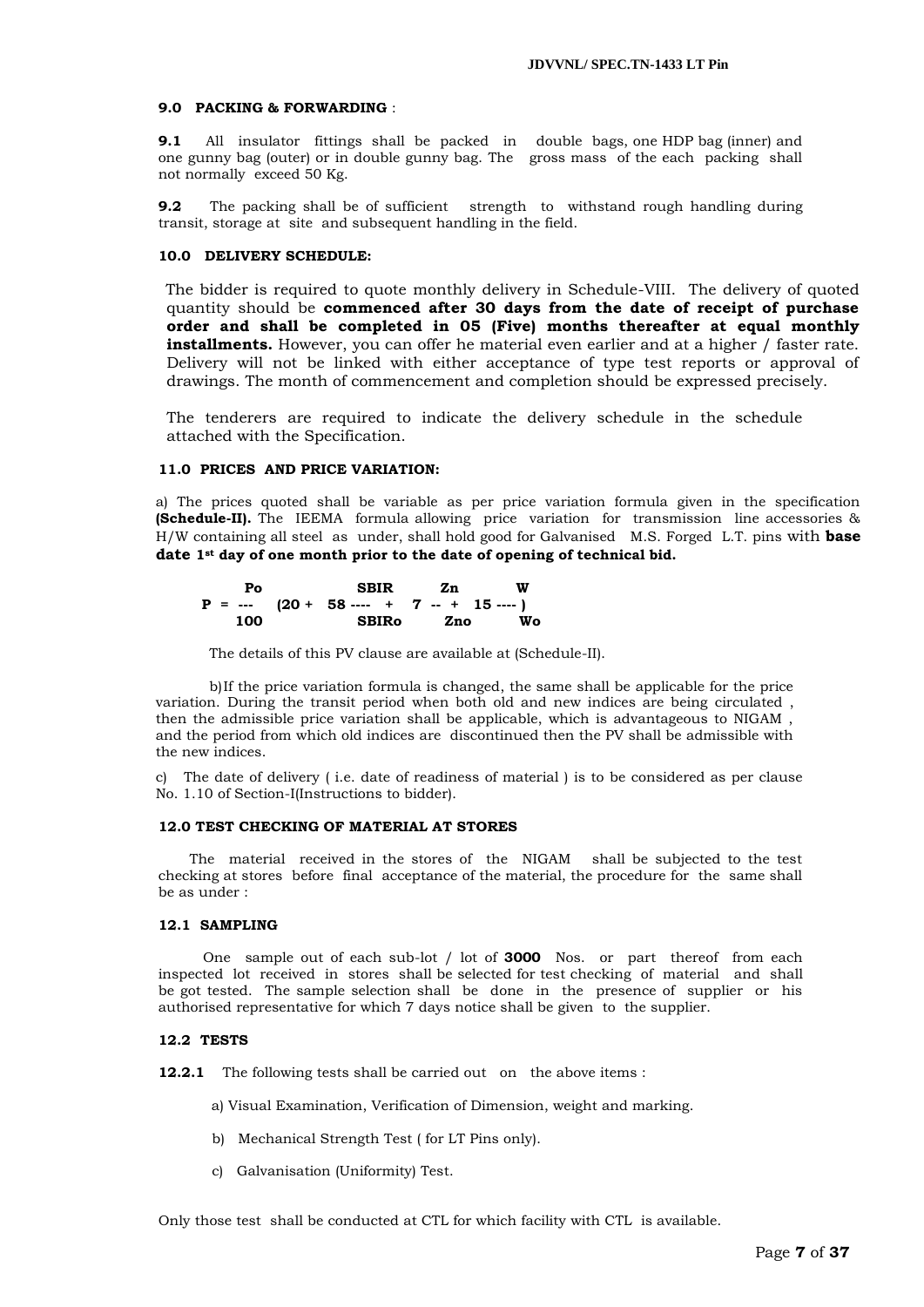**9.0 PACKING & FORWARDING** :

**9.1** All insulator fittings shall be packed in double bags, one HDP bag (inner) and one gunny bag (outer) or in double gunny bag. The gross mass of the each packing shall not normally exceed 50 Kg.

**9.2** The packing shall be of sufficient strength to withstand rough handling during transit, storage at site and subsequent handling in the field.

**10.0 DELIVERY SCHEDULE:**

The bidder is required to quote monthly delivery in Schedule-VIII. The delivery of quoted quantity should be **commenced after 30 days from the date of receipt of purchase order and shall be completed in 05 (Five) months thereafter at equal monthly installments.** However, you can offer he material even earlier and at a higher / faster rate. Delivery will not be linked with either acceptance of type test reports or approval of drawings. The month of commencement and completion should be expressed precisely.

The tenderers are required to indicate the delivery schedule in the schedule attached with the Specification.

**11.0 PRICES AND PRICE VARIATION:**

a) The prices quoted shall be variable as per price variation formula given in the specification **(Schedule-II).** The IEEMA formula allowing price variation for transmission line accessories & H/W containing all steel as under, shall hold good for Galvanised M.S. Forged L.T. pins with **base date 1st day of one month prior to the date of opening of technical bid.**

$$P = \frac{Po}{100}\left(20 + 58\frac{SBIR}{SBIRo} + 7\frac{Zn}{Zno} + 15\frac{W}{Wo}\right)$$

The details of this PV clause are available at (Schedule-II).

b) If the price variation formula is changed, the same shall be applicable for the price variation. During the transit period when both old and new indices are being circulated , then the admissible price variation shall be applicable, which is advantageous to NIGAM , and the period from which old indices are discontinued then the PV shall be admissible with the new indices.

c) The date of delivery ( i.e. date of readiness of material ) is to be considered as per clause No. 1.10 of Section-I(Instructions to bidder).

**12.0 TEST CHECKING OF MATERIAL AT STORES**

The material received in the stores of the NIGAM shall be subjected to the test checking at stores before final acceptance of the material, the procedure for the same shall be as under :

**12.1 SAMPLING**

One sample out of each sub-lot / lot of **3000** Nos. or part thereof from each inspected lot received in stores shall be selected for test checking of material and shall be got tested. The sample selection shall be done in the presence of supplier or his authorised representative for which 7 days notice shall be given to the supplier.

**12.2 TESTS**

**12.2.1** The following tests shall be carried out on the above items :

a) Visual Examination, Verification of Dimension, weight and marking.

b) Mechanical Strength Test ( for LT Pins only).

c) Galvanisation (Uniformity) Test.

Only those test shall be conducted at CTL for which facility with CTL is available.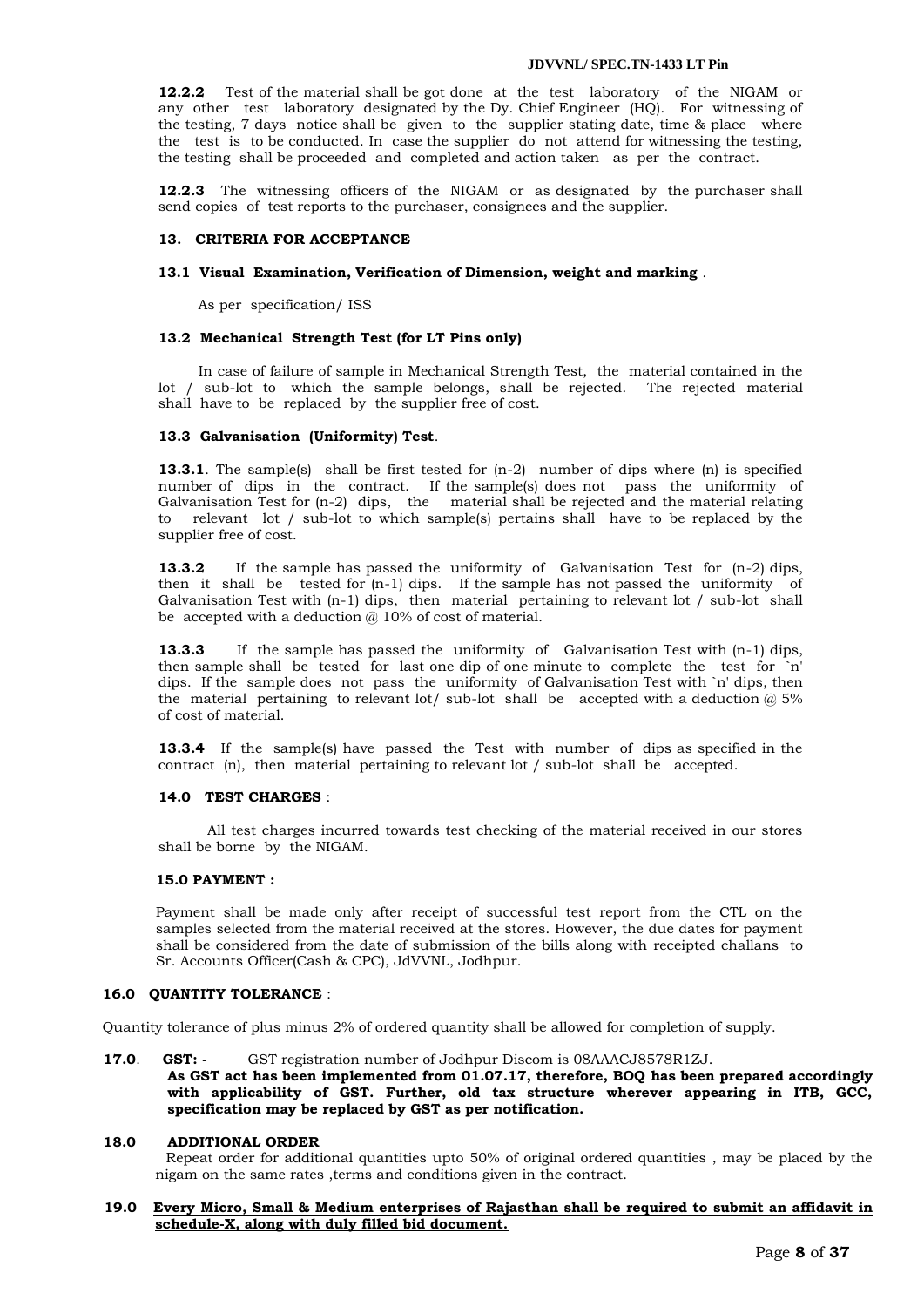**12.2.2** Test of the material shall be got done at the test laboratory of the NIGAM or any other test laboratory designated by the Dy. Chief Engineer (HQ). For witnessing of the testing, 7 days notice shall be given to the supplier stating date, time & place where the test is to be conducted. In case the supplier do not attend for witnessing the testing, the testing shall be proceeded and completed and action taken as per the contract.

**12.2.3** The witnessing officers of the NIGAM or as designated by the purchaser shall send copies of test reports to the purchaser, consignees and the supplier.

### 13. CRITERIA FOR ACCEPTANCE

#### 13.1 Visual Examination, Verification of Dimension, weight and marking .

As per specification/ ISS

#### 13.2 Mechanical Strength Test (for LT Pins only)

In case of failure of sample in Mechanical Strength Test, the material contained in the lot / sub-lot to which the sample belongs, shall be rejected. The rejected material shall have to be replaced by the supplier free of cost.

#### 13.3 Galvanisation (Uniformity) Test.

**13.3.1**. The sample(s) shall be first tested for (n-2) number of dips where (n) is specified number of dips in the contract. If the sample(s) does not pass the uniformity of Galvanisation Test for (n-2) dips, the material shall be rejected and the material relating to relevant lot / sub-lot to which sample(s) pertains shall have to be replaced by the supplier free of cost.

**13.3.2** If the sample has passed the uniformity of Galvanisation Test for (n-2) dips, then it shall be tested for (n-1) dips. If the sample has not passed the uniformity of Galvanisation Test with (n-1) dips, then material pertaining to relevant lot / sub-lot shall be accepted with a deduction @ 10% of cost of material.

**13.3.3** If the sample has passed the uniformity of Galvanisation Test with (n-1) dips, then sample shall be tested for last one dip of one minute to complete the test for `n' dips. If the sample does not pass the uniformity of Galvanisation Test with `n' dips, then the material pertaining to relevant lot/ sub-lot shall be accepted with a deduction @ 5% of cost of material.

**13.3.4** If the sample(s) have passed the Test with number of dips as specified in the contract (n), then material pertaining to relevant lot / sub-lot shall be accepted.

### 14.0 TEST CHARGES :

All test charges incurred towards test checking of the material received in our stores shall be borne by the NIGAM.

### 15.0 PAYMENT :

Payment shall be made only after receipt of successful test report from the CTL on the samples selected from the material received at the stores. However, the due dates for payment shall be considered from the date of submission of the bills along with receipted challans to Sr. Accounts Officer(Cash & CPC), JdVVNL, Jodhpur.

### 16.0 QUANTITY TOLERANCE :

Quantity tolerance of plus minus 2% of ordered quantity shall be allowed for completion of supply.

**17.0**. **GST: -** GST registration number of Jodhpur Discom is 08AAACJ8578R1ZJ.
**As GST act has been implemented from 01.07.17, therefore, BOQ has been prepared accordingly with applicability of GST. Further, old tax structure wherever appearing in ITB, GCC, specification may be replaced by GST as per notification.**

### 18.0 ADDITIONAL ORDER

Repeat order for additional quantities upto 50% of original ordered quantities , may be placed by the nigam on the same rates ,terms and conditions given in the contract.

**19.0** **<u>Every Micro, Small & Medium enterprises of Rajasthan shall be required to submit an affidavit in schedule-X, along with duly filled bid document.</u>**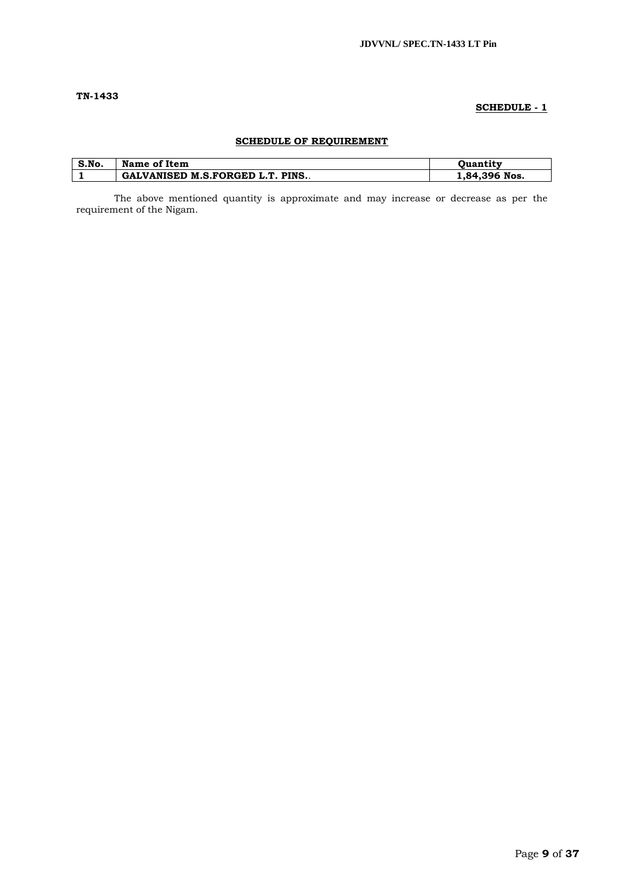**TN-1433**

**SCHEDULE - 1**

## SCHEDULE OF REQUIREMENT

| S.No. | Name of Item | Quantity |
|---|---|---|
| 1 | **GALVANISED M.S.FORGED L.T. PINS..** | **1,84,396 Nos.** |

The above mentioned quantity is approximate and may increase or decrease as per the requirement of the Nigam.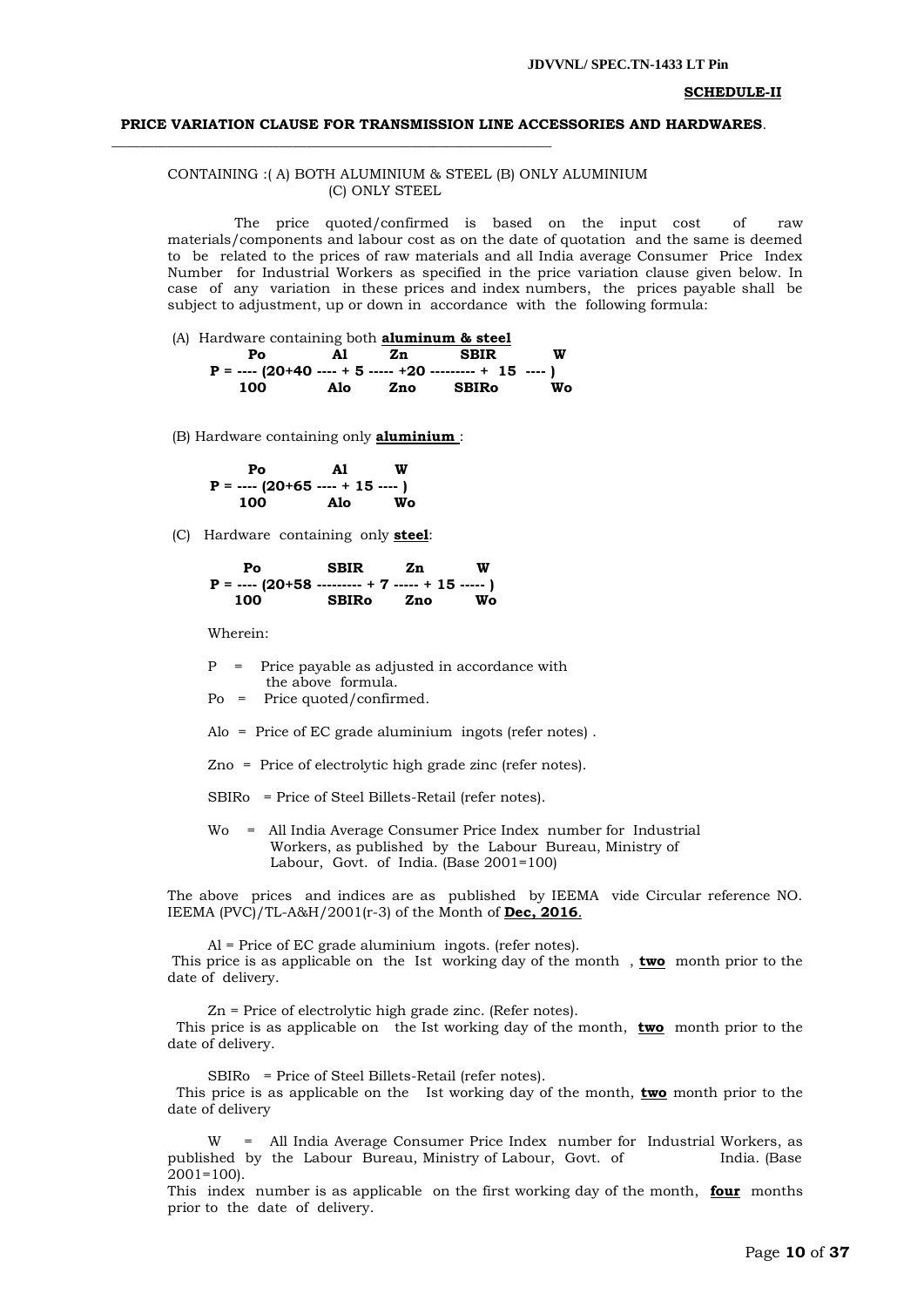**SCHEDULE-II**

**PRICE VARIATION CLAUSE FOR TRANSMISSION LINE ACCESSORIES AND HARDWARES**.

CONTAINING :( A) BOTH ALUMINIUM & STEEL (B) ONLY ALUMINIUM (C) ONLY STEEL

The price quoted/confirmed is based on the input cost of raw materials/components and labour cost as on the date of quotation and the same is deemed to be related to the prices of raw materials and all India average Consumer Price Index Number for Industrial Workers as specified in the price variation clause given below. In case of any variation in these prices and index numbers, the prices payable shall be subject to adjustment, up or down in accordance with the following formula:

(A) Hardware containing both **aluminum & steel**

$$P = \frac{Po}{100}\left(20 + 40\frac{Al}{Alo} + 5\frac{Zn}{Zno} + 20\frac{SBIR}{SBIRo} + 15\frac{W}{Wo}\right)$$

(B) Hardware containing only **aluminium** :

$$P = \frac{Po}{100}\left(20 + 65\frac{Al}{Alo} + 15\frac{W}{Wo}\right)$$

(C) Hardware containing only **steel**:

$$P = \frac{Po}{100}\left(20 + 58\frac{SBIR}{SBIRo} + 7\frac{Zn}{Zno} + 15\frac{W}{Wo}\right)$$

Wherein:

P = Price payable as adjusted in accordance with the above formula.

Po = Price quoted/confirmed.

Alo = Price of EC grade aluminium ingots (refer notes) .

Zno = Price of electrolytic high grade zinc (refer notes).

SBIRo = Price of Steel Billets-Retail (refer notes).

Wo = All India Average Consumer Price Index number for Industrial Workers, as published by the Labour Bureau, Ministry of Labour, Govt. of India. (Base 2001=100)

The above prices and indices are as published by IEEMA vide Circular reference NO. IEEMA (PVC)/TL-A&H/2001(r-3) of the Month of **Dec, 2016**.

Al = Price of EC grade aluminium ingots. (refer notes).
This price is as applicable on the Ist working day of the month , **two** month prior to the date of delivery.

Zn = Price of electrolytic high grade zinc. (Refer notes).
This price is as applicable on the Ist working day of the month, **two** month prior to the date of delivery.

SBIRo = Price of Steel Billets-Retail (refer notes).
This price is as applicable on the Ist working day of the month, **two** month prior to the date of delivery

W = All India Average Consumer Price Index number for Industrial Workers, as published by the Labour Bureau, Ministry of Labour, Govt. of India. (Base 2001=100).
This index number is as applicable on the first working day of the month, **four** months prior to the date of delivery.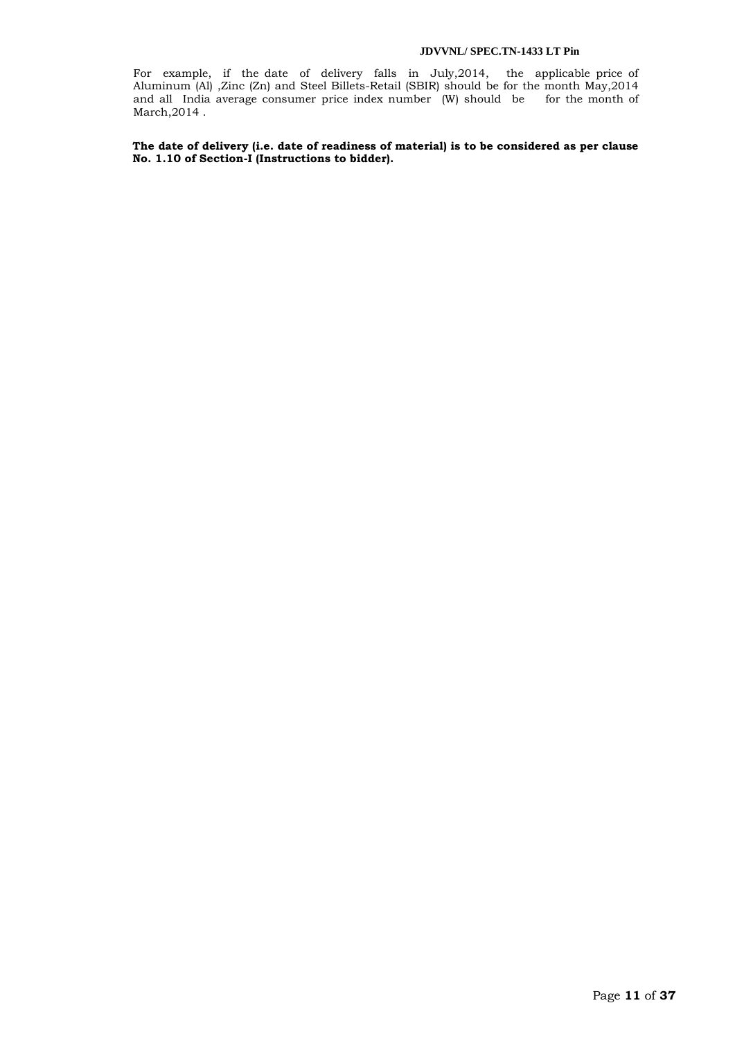For example, if the date of delivery falls in July,2014, the applicable price of Aluminum (Al) ,Zinc (Zn) and Steel Billets-Retail (SBIR) should be for the month May,2014 and all India average consumer price index number (W) should be for the month of March,2014 .

**The date of delivery (i.e. date of readiness of material) is to be considered as per clause No. 1.10 of Section-I (Instructions to bidder).**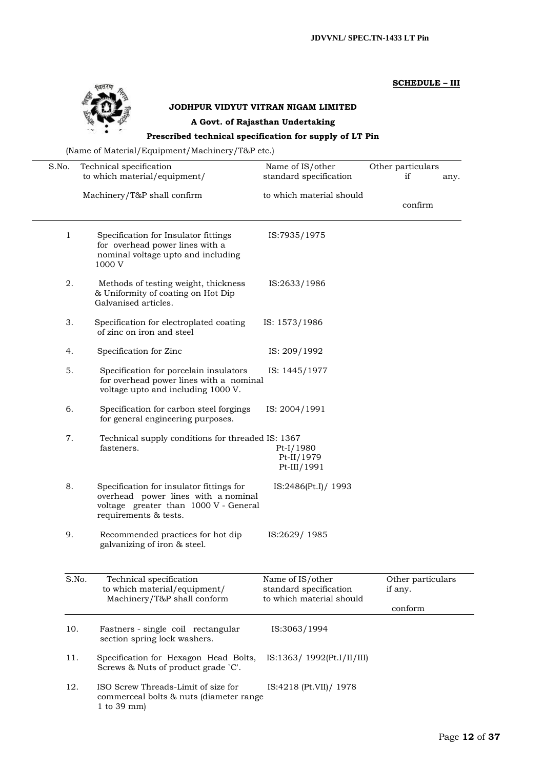**SCHEDULE – III**

**JODHPUR VIDYUT VITRAN NIGAM LIMITED**

**A Govt. of Rajasthan Undertaking**

**Prescribed technical specification for supply of LT Pin**

(Name of Material/Equipment/Machinery/T&P etc.)

| S.No. | Technical specification to which material/equipment/ Machinery/T&P shall confirm | Name of IS/other standard specification to which material should | Other particulars if any. confirm |
|---|---|---|---|
| 1 | Specification for Insulator fittings for overhead power lines with a nominal voltage upto and including 1000 V | IS:7935/1975 | |
| 2. | Methods of testing weight, thickness & Uniformity of coating on Hot Dip Galvanised articles. | IS:2633/1986 | |
| 3. | Specification for electroplated coating of zinc on iron and steel | IS: 1573/1986 | |
| 4. | Specification for Zinc | IS: 209/1992 | |
| 5. | Specification for porcelain insulators for overhead power lines with a nominal voltage upto and including 1000 V. | IS: 1445/1977 | |
| 6. | Specification for carbon steel forgings for general engineering purposes. | IS: 2004/1991 | |
| 7. | Technical supply conditions for threaded fasteners. | IS: 1367 Pt-I/1980 Pt-II/1979 Pt-III/1991 | |
| 8. | Specification for insulator fittings for overhead power lines with a nominal voltage greater than 1000 V - General requirements & tests. | IS:2486(Pt.I)/ 1993 | |
| 9. | Recommended practices for hot dip galvanizing of iron & steel. | IS:2629/ 1985 | |

| S.No. | Technical specification to which material/equipment/ Machinery/T&P shall conform | Name of IS/other standard specification to which material should | Other particulars if any. conform |
|---|---|---|---|
| 10. | Fastners - single coil rectangular section spring lock washers. | IS:3063/1994 | |
| 11. | Specification for Hexagon Head Bolts, Screws & Nuts of product grade `C'. | IS:1363/ 1992(Pt.I/II/III) | |
| 12. | ISO Screw Threads-Limit of size for commerceal bolts & nuts (diameter range 1 to 39 mm) | IS:4218 (Pt.VII)/ 1978 | |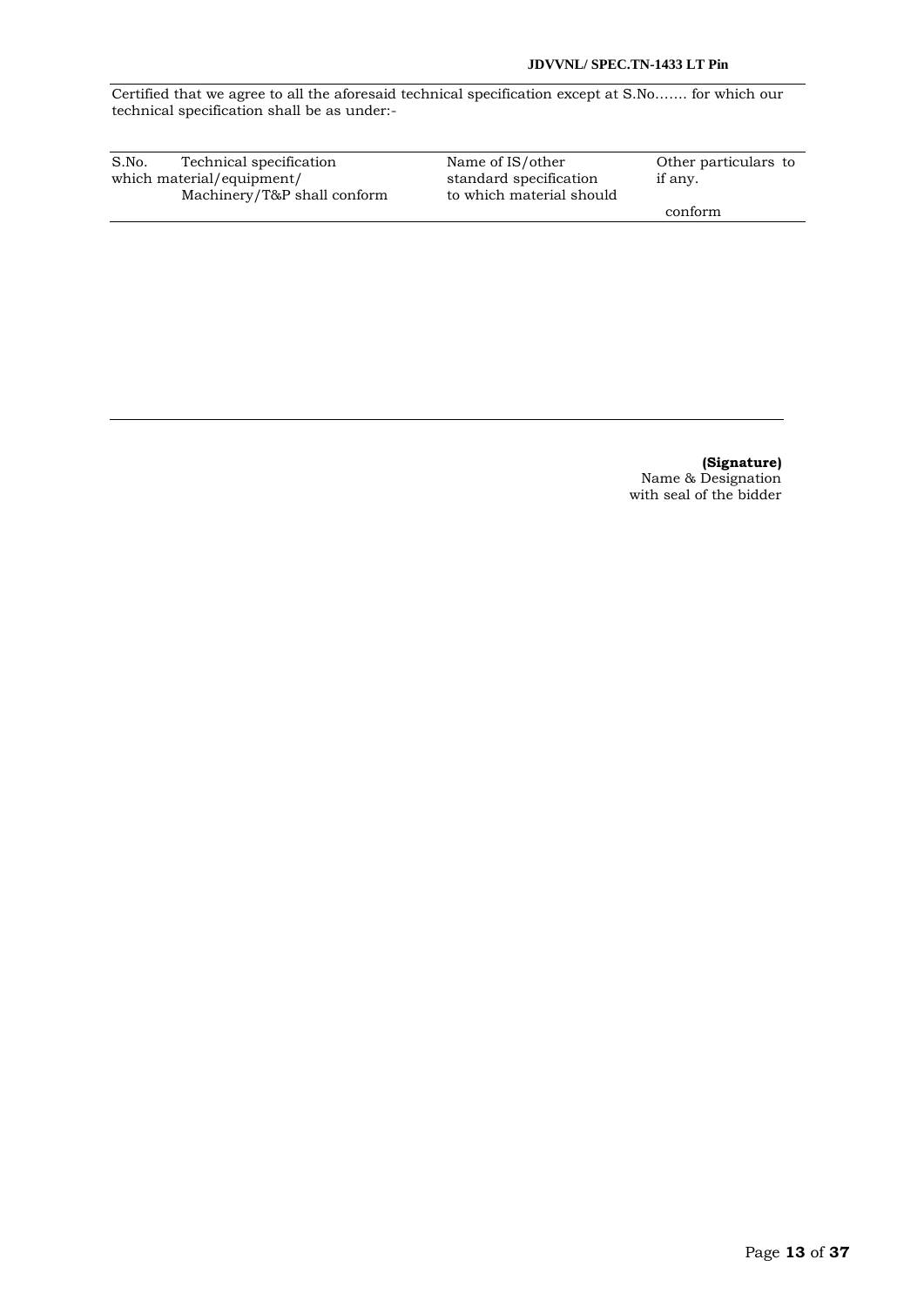Certified that we agree to all the aforesaid technical specification except at S.No……. for which our technical specification shall be as under:-

| S.No. | Technical specification which material/equipment/ Machinery/T&P shall conform | Name of IS/other standard specification to which material should conform | Other particulars to if any. |
|---|---|---|---|
| | | | |

**(Signature)**
Name & Designation
with seal of the bidder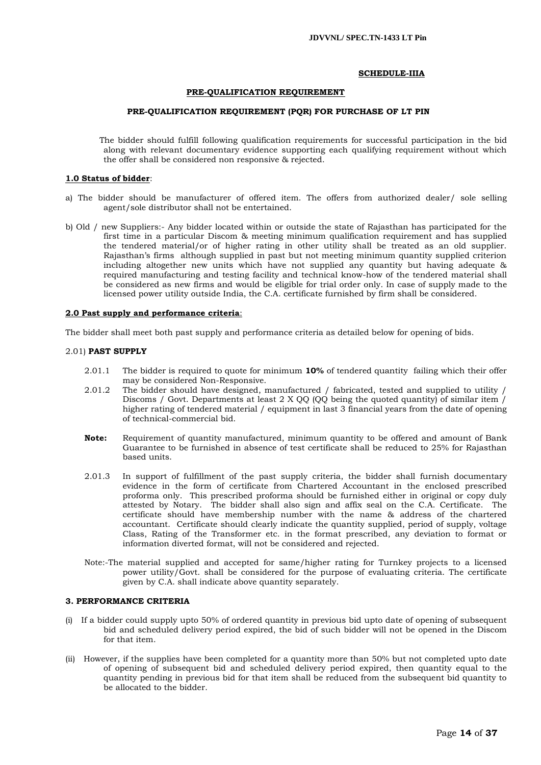**SCHEDULE-IIIA**

**PRE-QUALIFICATION REQUIREMENT**

**PRE-QUALIFICATION REQUIREMENT (PQR) FOR PURCHASE OF LT PIN**

The bidder should fulfill following qualification requirements for successful participation in the bid along with relevant documentary evidence supporting each qualifying requirement without which the offer shall be considered non responsive & rejected.

**1.0 Status of bidder**:

a) The bidder should be manufacturer of offered item. The offers from authorized dealer/ sole selling agent/sole distributor shall not be entertained.

b) Old / new Suppliers:- Any bidder located within or outside the state of Rajasthan has participated for the first time in a particular Discom & meeting minimum qualification requirement and has supplied the tendered material/or of higher rating in other utility shall be treated as an old supplier. Rajasthan's firms although supplied in past but not meeting minimum quantity supplied criterion including altogether new units which have not supplied any quantity but having adequate & required manufacturing and testing facility and technical know-how of the tendered material shall be considered as new firms and would be eligible for trial order only. In case of supply made to the licensed power utility outside India, the C.A. certificate furnished by firm shall be considered.

**2.0 Past supply and performance criteria**:

The bidder shall meet both past supply and performance criteria as detailed below for opening of bids.

2.01) **PAST SUPPLY**

2.01.1 The bidder is required to quote for minimum **10%** of tendered quantity failing which their offer may be considered Non-Responsive.

2.01.2 The bidder should have designed, manufactured / fabricated, tested and supplied to utility / Discoms / Govt. Departments at least 2 X QQ (QQ being the quoted quantity) of similar item / higher rating of tendered material / equipment in last 3 financial years from the date of opening of technical-commercial bid.

**Note:** Requirement of quantity manufactured, minimum quantity to be offered and amount of Bank Guarantee to be furnished in absence of test certificate shall be reduced to 25% for Rajasthan based units.

2.01.3 In support of fulfillment of the past supply criteria, the bidder shall furnish documentary evidence in the form of certificate from Chartered Accountant in the enclosed prescribed proforma only. This prescribed proforma should be furnished either in original or copy duly attested by Notary. The bidder shall also sign and affix seal on the C.A. Certificate. The certificate should have membership number with the name & address of the chartered accountant. Certificate should clearly indicate the quantity supplied, period of supply, voltage Class, Rating of the Transformer etc. in the format prescribed, any deviation to format or information diverted format, will not be considered and rejected.

Note:-The material supplied and accepted for same/higher rating for Turnkey projects to a licensed power utility/Govt. shall be considered for the purpose of evaluating criteria. The certificate given by C.A. shall indicate above quantity separately.

**3. PERFORMANCE CRITERIA**

(i) If a bidder could supply upto 50% of ordered quantity in previous bid upto date of opening of subsequent bid and scheduled delivery period expired, the bid of such bidder will not be opened in the Discom for that item.

(ii) However, if the supplies have been completed for a quantity more than 50% but not completed upto date of opening of subsequent bid and scheduled delivery period expired, then quantity equal to the quantity pending in previous bid for that item shall be reduced from the subsequent bid quantity to be allocated to the bidder.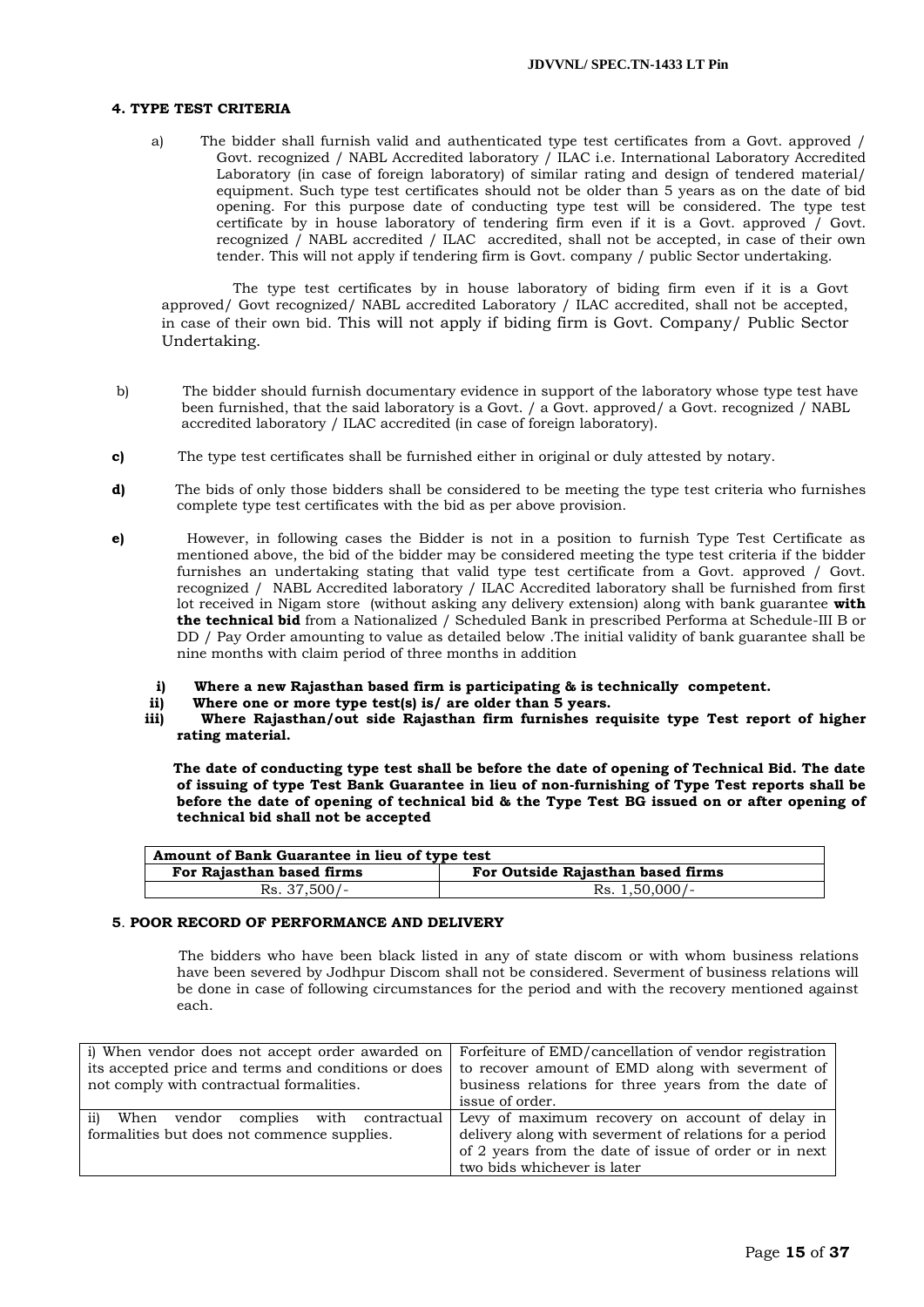### 4. TYPE TEST CRITERIA

a) The bidder shall furnish valid and authenticated type test certificates from a Govt. approved / Govt. recognized / NABL Accredited laboratory / ILAC i.e. International Laboratory Accredited Laboratory (in case of foreign laboratory) of similar rating and design of tendered material/ equipment. Such type test certificates should not be older than 5 years as on the date of bid opening. For this purpose date of conducting type test will be considered. The type test certificate by in house laboratory of tendering firm even if it is a Govt. approved / Govt. recognized / NABL accredited / ILAC accredited, shall not be accepted, in case of their own tender. This will not apply if tendering firm is Govt. company / public Sector undertaking.

The type test certificates by in house laboratory of biding firm even if it is a Govt approved/ Govt recognized/ NABL accredited Laboratory / ILAC accredited, shall not be accepted, in case of their own bid. This will not apply if biding firm is Govt. Company/ Public Sector Undertaking.

b) The bidder should furnish documentary evidence in support of the laboratory whose type test have been furnished, that the said laboratory is a Govt. / a Govt. approved/ a Govt. recognized / NABL accredited laboratory / ILAC accredited (in case of foreign laboratory).

**c)** The type test certificates shall be furnished either in original or duly attested by notary.

**d)** The bids of only those bidders shall be considered to be meeting the type test criteria who furnishes complete type test certificates with the bid as per above provision.

**e)** However, in following cases the Bidder is not in a position to furnish Type Test Certificate as mentioned above, the bid of the bidder may be considered meeting the type test criteria if the bidder furnishes an undertaking stating that valid type test certificate from a Govt. approved / Govt. recognized / NABL Accredited laboratory / ILAC Accredited laboratory shall be furnished from first lot received in Nigam store (without asking any delivery extension) along with bank guarantee **with the technical bid** from a Nationalized / Scheduled Bank in prescribed Performa at Schedule-III B or DD / Pay Order amounting to value as detailed below .The initial validity of bank guarantee shall be nine months with claim period of three months in addition

**i) Where a new Rajasthan based firm is participating & is technically competent.**
**ii) Where one or more type test(s) is/ are older than 5 years.**
**iii) Where Rajasthan/out side Rajasthan firm furnishes requisite type Test report of higher rating material.**

**The date of conducting type test shall be before the date of opening of Technical Bid. The date of issuing of type Test Bank Guarantee in lieu of non-furnishing of Type Test reports shall be before the date of opening of technical bid & the Type Test BG issued on or after opening of technical bid shall not be accepted**

| **Amount of Bank Guarantee in lieu of type test** | |
|---|---|
| **For Rajasthan based firms** | **For Outside Rajasthan based firms** |
| Rs. 37,500/- | Rs. 1,50,000/- |

### 5. POOR RECORD OF PERFORMANCE AND DELIVERY

The bidders who have been black listed in any of state discom or with whom business relations have been severed by Jodhpur Discom shall not be considered. Severment of business relations will be done in case of following circumstances for the period and with the recovery mentioned against each.

| | |
|---|---|
| i) When vendor does not accept order awarded on its accepted price and terms and conditions or does not comply with contractual formalities. | Forfeiture of EMD/cancellation of vendor registration to recover amount of EMD along with severment of business relations for three years from the date of issue of order. |
| ii) When vendor complies with contractual formalities but does not commence supplies. | Levy of maximum recovery on account of delay in delivery along with severment of relations for a period of 2 years from the date of issue of order or in next two bids whichever is later |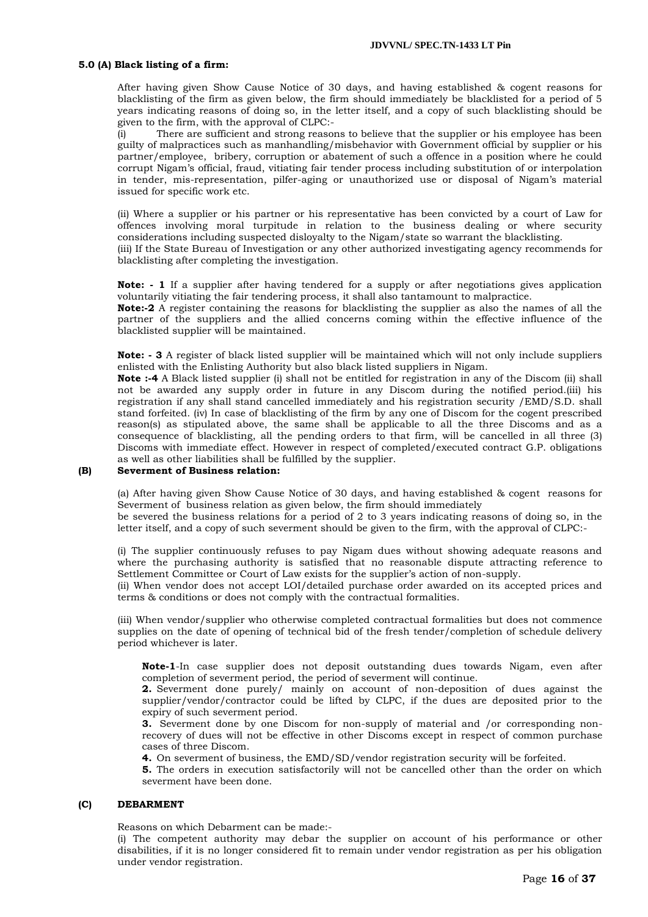### 5.0 (A) Black listing of a firm:

After having given Show Cause Notice of 30 days, and having established & cogent reasons for blacklisting of the firm as given below, the firm should immediately be blacklisted for a period of 5 years indicating reasons of doing so, in the letter itself, and a copy of such blacklisting should be given to the firm, with the approval of CLPC:-

(i) There are sufficient and strong reasons to believe that the supplier or his employee has been guilty of malpractices such as manhandling/misbehavior with Government official by supplier or his partner/employee, bribery, corruption or abatement of such a offence in a position where he could corrupt Nigam's official, fraud, vitiating fair tender process including substitution of or interpolation in tender, mis-representation, pilfer-aging or unauthorized use or disposal of Nigam's material issued for specific work etc.

(ii) Where a supplier or his partner or his representative has been convicted by a court of Law for offences involving moral turpitude in relation to the business dealing or where security considerations including suspected disloyalty to the Nigam/state so warrant the blacklisting.

(iii) If the State Bureau of Investigation or any other authorized investigating agency recommends for blacklisting after completing the investigation.

**Note: - 1** If a supplier after having tendered for a supply or after negotiations gives application voluntarily vitiating the fair tendering process, it shall also tantamount to malpractice.

**Note:-2** A register containing the reasons for blacklisting the supplier as also the names of all the partner of the suppliers and the allied concerns coming within the effective influence of the blacklisted supplier will be maintained.

**Note: - 3** A register of black listed supplier will be maintained which will not only include suppliers enlisted with the Enlisting Authority but also black listed suppliers in Nigam.

**Note :-4** A Black listed supplier (i) shall not be entitled for registration in any of the Discom (ii) shall not be awarded any supply order in future in any Discom during the notified period.(iii) his registration if any shall stand cancelled immediately and his registration security /EMD/S.D. shall stand forfeited. (iv) In case of blacklisting of the firm by any one of Discom for the cogent prescribed reason(s) as stipulated above, the same shall be applicable to all the three Discoms and as a consequence of blacklisting, all the pending orders to that firm, will be cancelled in all three (3) Discoms with immediate effect. However in respect of completed/executed contract G.P. obligations as well as other liabilities shall be fulfilled by the supplier.

### (B) Severment of Business relation:

(a) After having given Show Cause Notice of 30 days, and having established & cogent reasons for Severment of business relation as given below, the firm should immediately be severed the business relations for a period of 2 to 3 years indicating reasons of doing so, in the letter itself, and a copy of such severment should be given to the firm, with the approval of CLPC:-

(i) The supplier continuously refuses to pay Nigam dues without showing adequate reasons and where the purchasing authority is satisfied that no reasonable dispute attracting reference to Settlement Committee or Court of Law exists for the supplier's action of non-supply.

(ii) When vendor does not accept LOI/detailed purchase order awarded on its accepted prices and terms & conditions or does not comply with the contractual formalities.

(iii) When vendor/supplier who otherwise completed contractual formalities but does not commence supplies on the date of opening of technical bid of the fresh tender/completion of schedule delivery period whichever is later.

**Note-1**-In case supplier does not deposit outstanding dues towards Nigam, even after completion of severment period, the period of severment will continue.

**2.** Severment done purely/ mainly on account of non-deposition of dues against the supplier/vendor/contractor could be lifted by CLPC, if the dues are deposited prior to the expiry of such severment period.

**3.** Severment done by one Discom for non-supply of material and /or corresponding non-recovery of dues will not be effective in other Discoms except in respect of common purchase cases of three Discom.

**4.** On severment of business, the EMD/SD/vendor registration security will be forfeited.

**5.** The orders in execution satisfactorily will not be cancelled other than the order on which severment have been done.

### (C) DEBARMENT

Reasons on which Debarment can be made:-

(i) The competent authority may debar the supplier on account of his performance or other disabilities, if it is no longer considered fit to remain under vendor registration as per his obligation under vendor registration.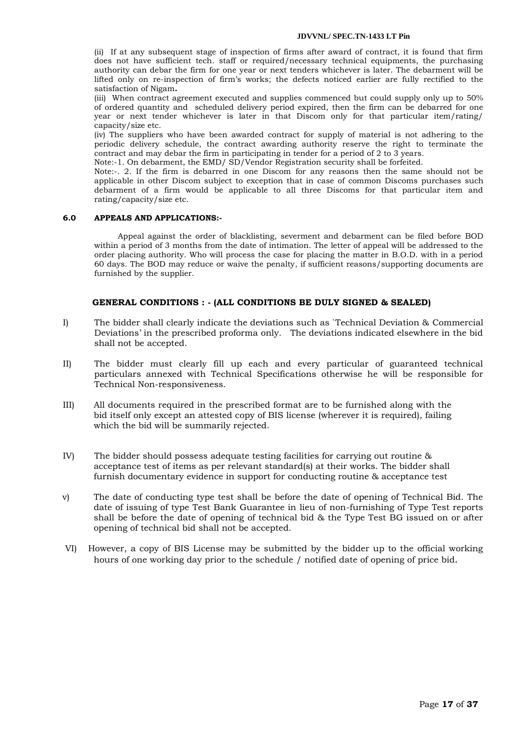(ii) If at any subsequent stage of inspection of firms after award of contract, it is found that firm does not have sufficient tech. staff or required/necessary technical equipments, the purchasing authority can debar the firm for one year or next tenders whichever is later. The debarment will be lifted only on re-inspection of firm's works; the defects noticed earlier are fully rectified to the satisfaction of Nigam**.**

(iii) When contract agreement executed and supplies commenced but could supply only up to 50% of ordered quantity and scheduled delivery period expired, then the firm can be debarred for one year or next tender whichever is later in that Discom only for that particular item/rating/ capacity/size etc.

(iv) The suppliers who have been awarded contract for supply of material is not adhering to the periodic delivery schedule, the contract awarding authority reserve the right to terminate the contract and may debar the firm in participating in tender for a period of 2 to 3 years.

Note:-1. On debarment, the EMD/ SD/Vendor Registration security shall be forfeited.

Note:-. 2. If the firm is debarred in one Discom for any reasons then the same should not be applicable in other Discom subject to exception that in case of common Discoms purchases such debarment of a firm would be applicable to all three Discoms for that particular item and rating/capacity/size etc.

## 6.0 APPEALS AND APPLICATIONS:-

Appeal against the order of blacklisting, severment and debarment can be filed before BOD within a period of 3 months from the date of intimation. The letter of appeal will be addressed to the order placing authority. Who will process the case for placing the matter in B.O.D. with in a period 60 days. The BOD may reduce or waive the penalty, if sufficient reasons/supporting documents are furnished by the supplier.

## GENERAL CONDITIONS : - (ALL CONDITIONS BE DULY SIGNED & SEALED)

I) The bidder shall clearly indicate the deviations such as `Technical Deviation & Commercial Deviations' in the prescribed proforma only. The deviations indicated elsewhere in the bid shall not be accepted.

II) The bidder must clearly fill up each and every particular of guaranteed technical particulars annexed with Technical Specifications otherwise he will be responsible for Technical Non-responsiveness.

III) All documents required in the prescribed format are to be furnished along with the bid itself only except an attested copy of BIS license (wherever it is required), failing which the bid will be summarily rejected.

IV) The bidder should possess adequate testing facilities for carrying out routine & acceptance test of items as per relevant standard(s) at their works. The bidder shall furnish documentary evidence in support for conducting routine & acceptance test

v) The date of conducting type test shall be before the date of opening of Technical Bid. The date of issuing of type Test Bank Guarantee in lieu of non-furnishing of Type Test reports shall be before the date of opening of technical bid & the Type Test BG issued on or after opening of technical bid shall not be accepted.

VI) However, a copy of BIS License may be submitted by the bidder up to the official working hours of one working day prior to the schedule / notified date of opening of price bid.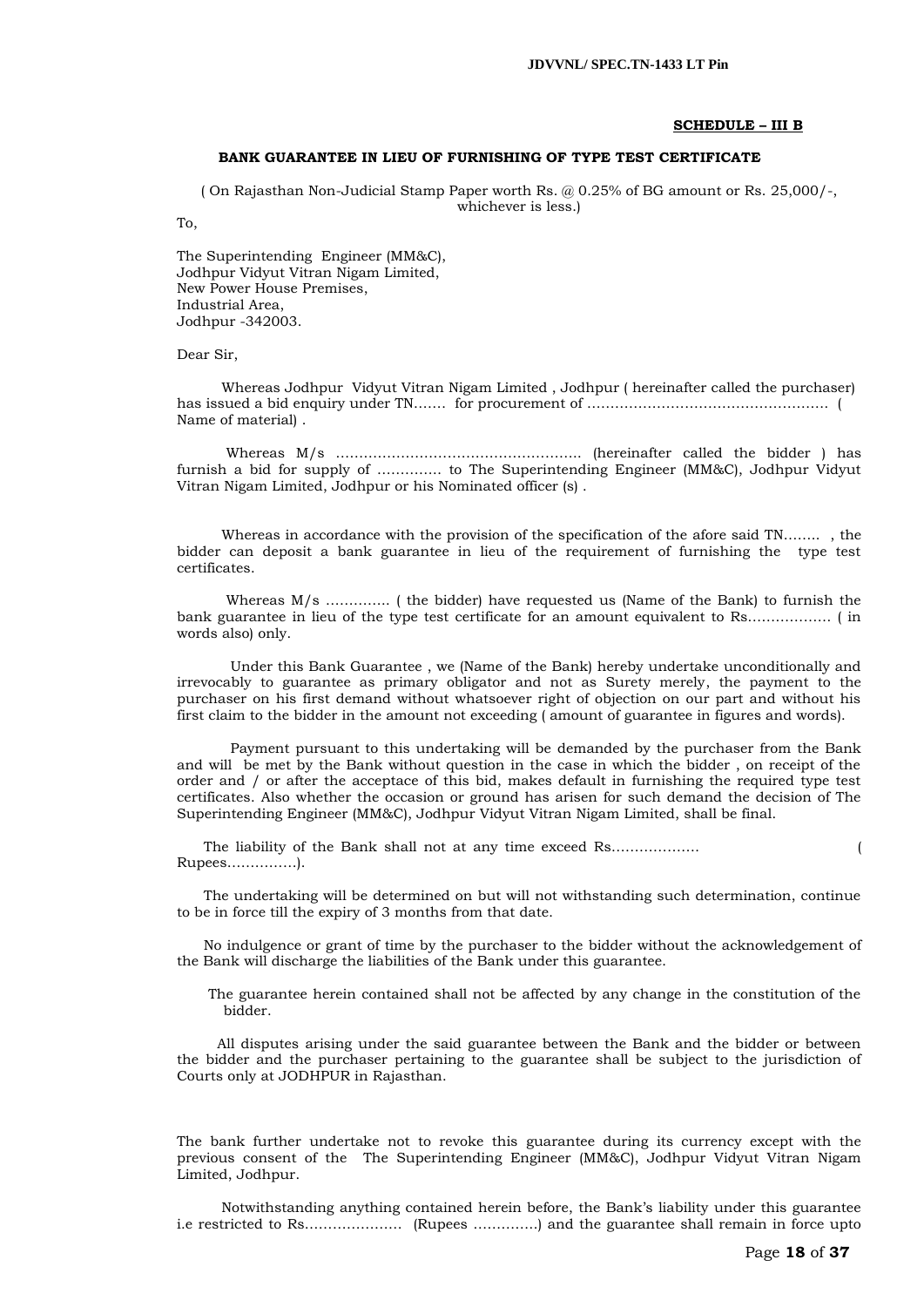**SCHEDULE – III B**

**BANK GUARANTEE IN LIEU OF FURNISHING OF TYPE TEST CERTIFICATE**

( On Rajasthan Non-Judicial Stamp Paper worth Rs. @ 0.25% of BG amount or Rs. 25,000/-, whichever is less.)

To,

The Superintending Engineer (MM&C),
Jodhpur Vidyut Vitran Nigam Limited,
New Power House Premises,
Industrial Area,
Jodhpur -342003.

Dear Sir,

Whereas Jodhpur Vidyut Vitran Nigam Limited , Jodhpur ( hereinafter called the purchaser) has issued a bid enquiry under TN……. for procurement of ……………………………………………. ( Name of material) .

Whereas M/s ……………………………………………. (hereinafter called the bidder ) has furnish a bid for supply of ………….. to The Superintending Engineer (MM&C), Jodhpur Vidyut Vitran Nigam Limited, Jodhpur or his Nominated officer (s) .

Whereas in accordance with the provision of the specification of the afore said TN…….. , the bidder can deposit a bank guarantee in lieu of the requirement of furnishing the type test certificates.

Whereas M/s ………….. ( the bidder) have requested us (Name of the Bank) to furnish the bank guarantee in lieu of the type test certificate for an amount equivalent to Rs……………… ( in words also) only.

Under this Bank Guarantee , we (Name of the Bank) hereby undertake unconditionally and irrevocably to guarantee as primary obligator and not as Surety merely, the payment to the purchaser on his first demand without whatsoever right of objection on our part and without his first claim to the bidder in the amount not exceeding ( amount of guarantee in figures and words).

Payment pursuant to this undertaking will be demanded by the purchaser from the Bank and will be met by the Bank without question in the case in which the bidder , on receipt of the order and / or after the acceptace of this bid, makes default in furnishing the required type test certificates. Also whether the occasion or ground has arisen for such demand the decision of The Superintending Engineer (MM&C), Jodhpur Vidyut Vitran Nigam Limited, shall be final.

The liability of the Bank shall not at any time exceed Rs………………. ( Rupees……………).

The undertaking will be determined on but will not withstanding such determination, continue to be in force till the expiry of 3 months from that date.

No indulgence or grant of time by the purchaser to the bidder without the acknowledgement of the Bank will discharge the liabilities of the Bank under this guarantee.

The guarantee herein contained shall not be affected by any change in the constitution of the bidder.

All disputes arising under the said guarantee between the Bank and the bidder or between the bidder and the purchaser pertaining to the guarantee shall be subject to the jurisdiction of Courts only at JODHPUR in Rajasthan.

The bank further undertake not to revoke this guarantee during its currency except with the previous consent of the The Superintending Engineer (MM&C), Jodhpur Vidyut Vitran Nigam Limited, Jodhpur.

Notwithstanding anything contained herein before, the Bank's liability under this guarantee i.e restricted to Rs………………… (Rupees …………..) and the guarantee shall remain in force upto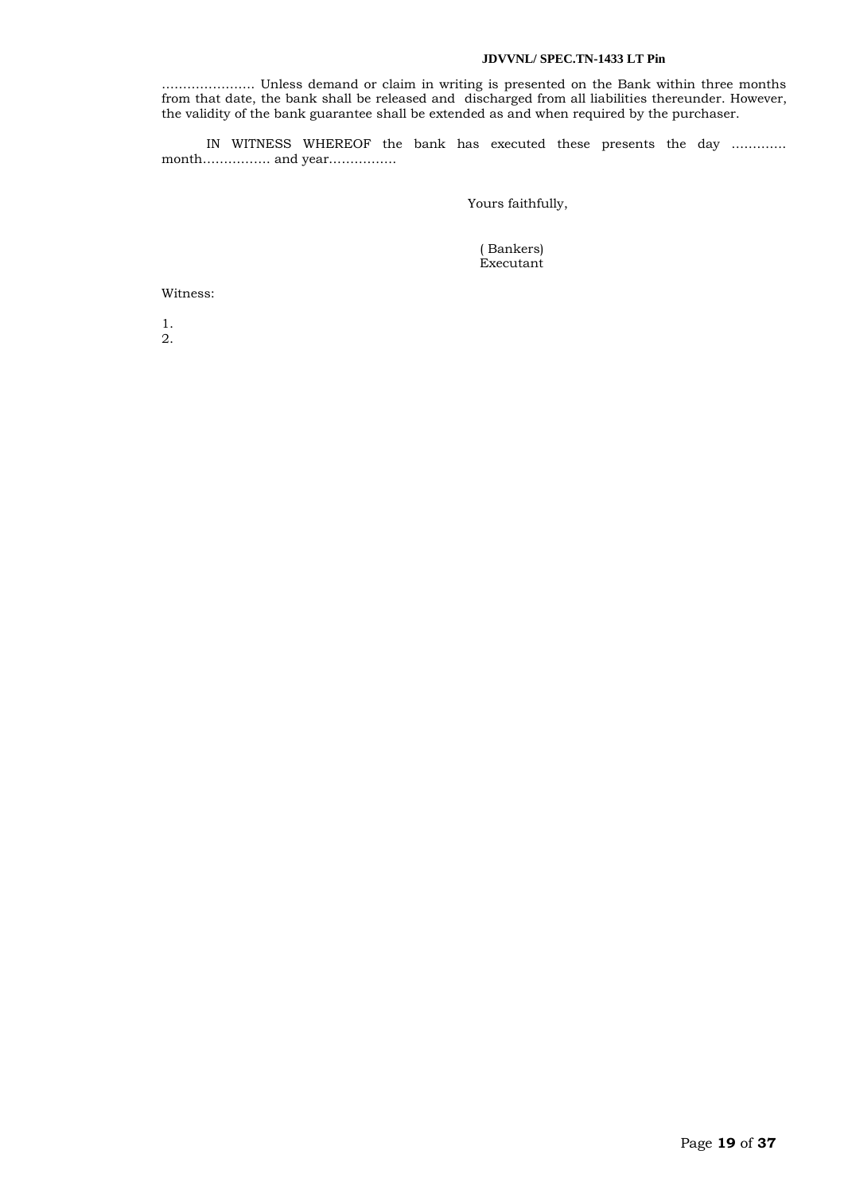…………………. Unless demand or claim in writing is presented on the Bank within three months from that date, the bank shall be released and discharged from all liabilities thereunder. However, the validity of the bank guarantee shall be extended as and when required by the purchaser.

IN WITNESS WHEREOF the bank has executed these presents the day …………. month……………. and year…………….

Yours faithfully,

( Bankers)
Executant

Witness:

1.
2.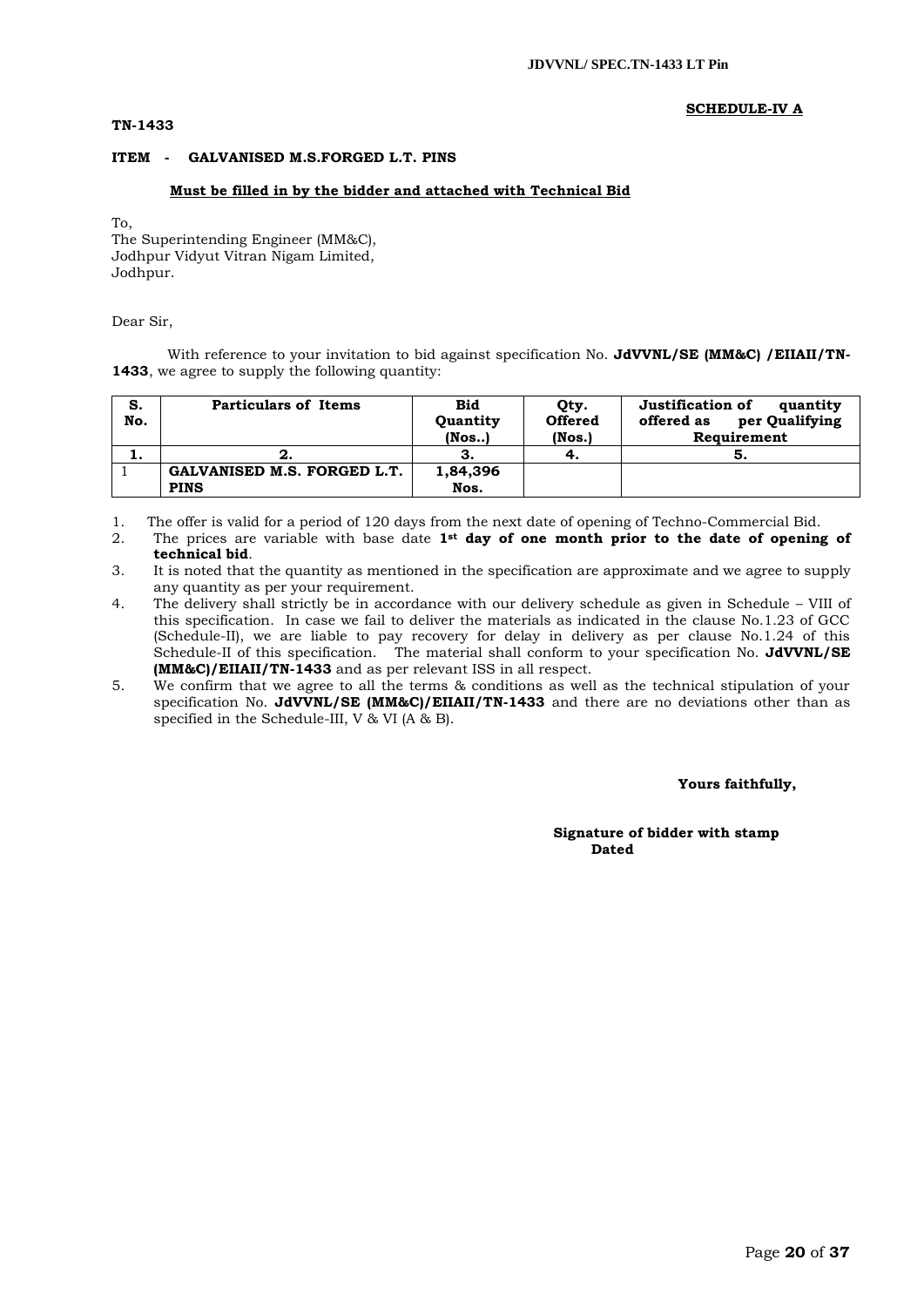**SCHEDULE-IV A**

**TN-1433**

**ITEM - GALVANISED M.S.FORGED L.T. PINS**

**Must be filled in by the bidder and attached with Technical Bid**

To,
The Superintending Engineer (MM&C),
Jodhpur Vidyut Vitran Nigam Limited,
Jodhpur.

Dear Sir,

With reference to your invitation to bid against specification No. **JdVVNL/SE (MM&C) /EIIAII/TN-1433**, we agree to supply the following quantity:

| S. No. | Particulars of Items | Bid Quantity (Nos..) | Qty. Offered (Nos.) | Justification of quantity offered as per Qualifying Requirement |
|---|---|---|---|---|
| **1.** | **2.** | **3.** | **4.** | **5.** |
| 1 | **GALVANISED M.S. FORGED L.T. PINS** | **1,84,396 Nos.** | | |

1. The offer is valid for a period of 120 days from the next date of opening of Techno-Commercial Bid.
2. The prices are variable with base date **1st day of one month prior to the date of opening of technical bid**.
3. It is noted that the quantity as mentioned in the specification are approximate and we agree to supply any quantity as per your requirement.
4. The delivery shall strictly be in accordance with our delivery schedule as given in Schedule – VIII of this specification. In case we fail to deliver the materials as indicated in the clause No.1.23 of GCC (Schedule-II), we are liable to pay recovery for delay in delivery as per clause No.1.24 of this Schedule-II of this specification. The material shall conform to your specification No. **JdVVNL/SE (MM&C)/EIIAII/TN-1433** and as per relevant ISS in all respect.
5. We confirm that we agree to all the terms & conditions as well as the technical stipulation of your specification No. **JdVVNL/SE (MM&C)/EIIAII/TN-1433** and there are no deviations other than as specified in the Schedule-III, V & VI (A & B).

**Yours faithfully,**

**Signature of bidder with stamp**
**Dated**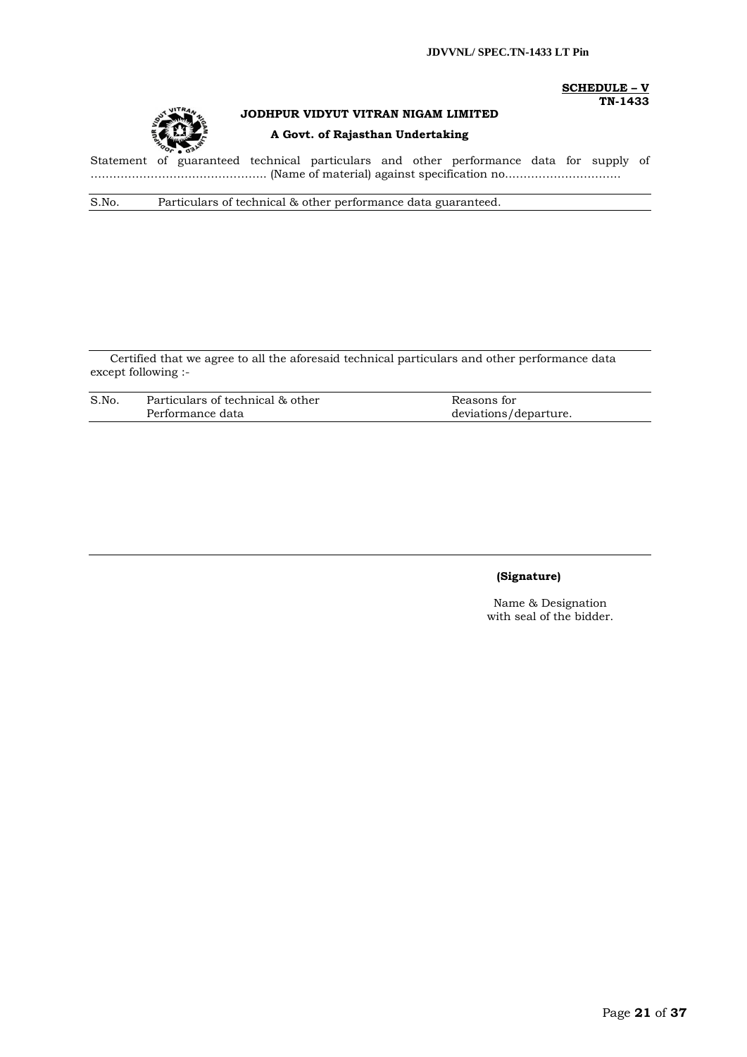**SCHEDULE – V**
**TN-1433**

**JODHPUR VIDYUT VITRAN NIGAM LIMITED**

**A Govt. of Rajasthan Undertaking**

Statement of guaranteed technical particulars and other performance data for supply of ………………………………………. (Name of material) against specification no……………………….

| S.No. | Particulars of technical & other performance data guaranteed. |
|---|---|
| | |

Certified that we agree to all the aforesaid technical particulars and other performance data except following :-

| S.No. | Particulars of technical & other Performance data | Reasons for deviations/departure. |
|---|---|---|
| | | |

**(Signature)**

Name & Designation
with seal of the bidder.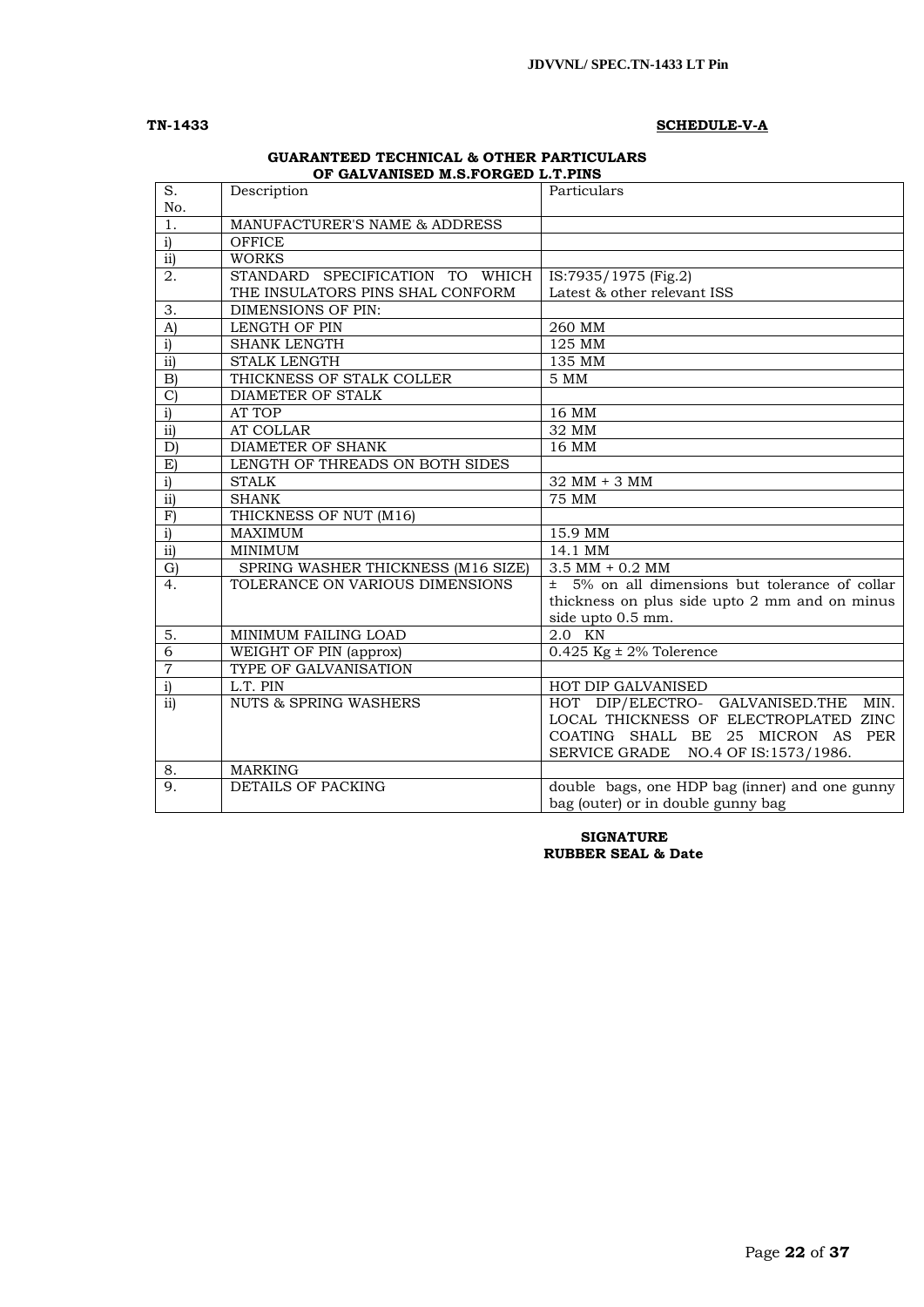**TN-1433** **SCHEDULE-V-A**

## GUARANTEED TECHNICAL & OTHER PARTICULARS OF GALVANISED M.S.FORGED L.T.PINS

| S. No. | Description | Particulars |
|---|---|---|
| 1. | MANUFACTURER'S NAME & ADDRESS | |
| i) | OFFICE | |
| ii) | WORKS | |
| 2. | STANDARD SPECIFICATION TO WHICH THE INSULATORS PINS SHAL CONFORM | IS:7935/1975 (Fig.2) Latest & other relevant ISS |
| 3. | DIMENSIONS OF PIN: | |
| A) | LENGTH OF PIN | 260 MM |
| i) | SHANK LENGTH | 125 MM |
| ii) | STALK LENGTH | 135 MM |
| B) | THICKNESS OF STALK COLLER | 5 MM |
| C) | DIAMETER OF STALK | |
| i) | AT TOP | 16 MM |
| ii) | AT COLLAR | 32 MM |
| D) | DIAMETER OF SHANK | 16 MM |
| E) | LENGTH OF THREADS ON BOTH SIDES | |
| i) | STALK | 32 MM + 3 MM |
| ii) | SHANK | 75 MM |
| F) | THICKNESS OF NUT (M16) | |
| i) | MAXIMUM | 15.9 MM |
| ii) | MINIMUM | 14.1 MM |
| G) | SPRING WASHER THICKNESS (M16 SIZE) | 3.5 MM + 0.2 MM |
| 4. | TOLERANCE ON VARIOUS DIMENSIONS | ± 5% on all dimensions but tolerance of collar thickness on plus side upto 2 mm and on minus side upto 0.5 mm. |
| 5. | MINIMUM FAILING LOAD | 2.0 KN |
| 6 | WEIGHT OF PIN (approx) | 0.425 Kg ± 2% Tolerence |
| 7 | TYPE OF GALVANISATION | |
| i) | L.T. PIN | HOT DIP GALVANISED |
| ii) | NUTS & SPRING WASHERS | HOT DIP/ELECTRO- GALVANISED.THE MIN. LOCAL THICKNESS OF ELECTROPLATED ZINC COATING SHALL BE 25 MICRON AS PER SERVICE GRADE NO.4 OF IS:1573/1986. |
| 8. | MARKING | |
| 9. | DETAILS OF PACKING | double bags, one HDP bag (inner) and one gunny bag (outer) or in double gunny bag |

**SIGNATURE**
**RUBBER SEAL & Date**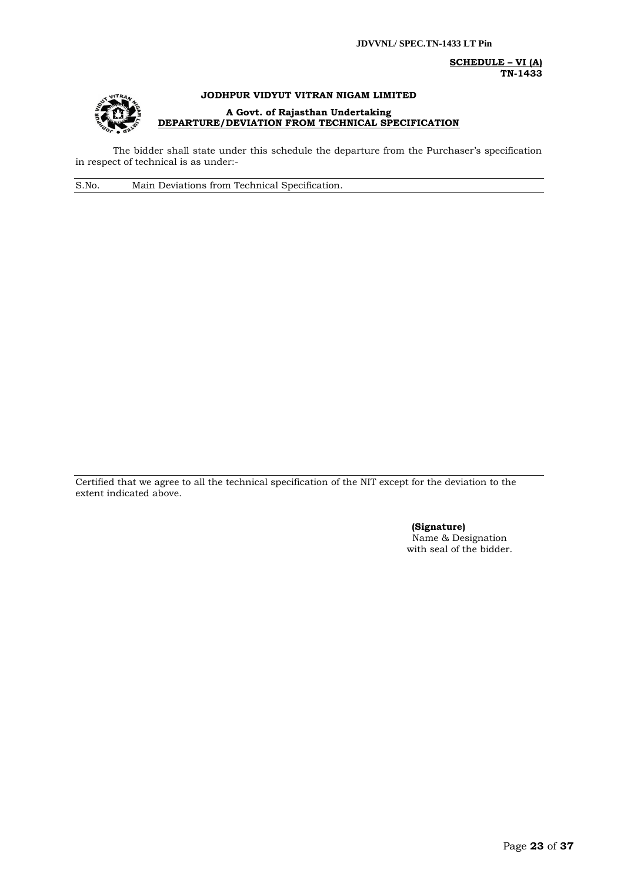**SCHEDULE – VI (A)**
**TN-1433**

# JODHPUR VIDYUT VITRAN NIGAM LIMITED

**A Govt. of Rajasthan Undertaking**

**DEPARTURE/DEVIATION FROM TECHNICAL SPECIFICATION**

The bidder shall state under this schedule the departure from the Purchaser's specification in respect of technical is as under:-

| S.No. | Main Deviations from Technical Specification. |
|---|---|
| | |

Certified that we agree to all the technical specification of the NIT except for the deviation to the extent indicated above.

**(Signature)**
Name & Designation
with seal of the bidder.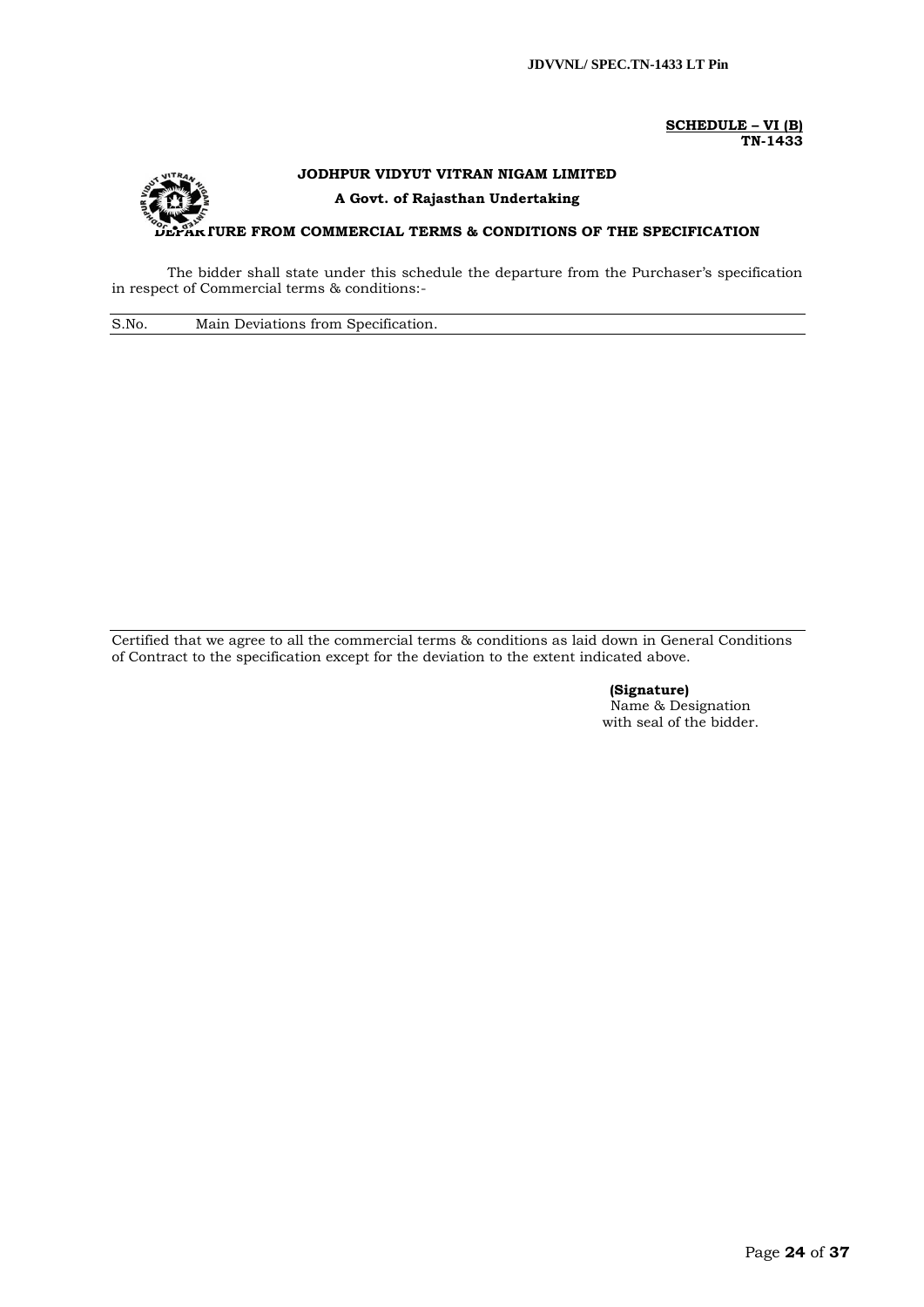**SCHEDULE – VI (B)**
**TN-1433**

**JODHPUR VIDYUT VITRAN NIGAM LIMITED**

**A Govt. of Rajasthan Undertaking**

**DEPARTURE FROM COMMERCIAL TERMS & CONDITIONS OF THE SPECIFICATION**

The bidder shall state under this schedule the departure from the Purchaser's specification in respect of Commercial terms & conditions:-

| S.No. | Main Deviations from Specification. |
|---|---|
| | |

Certified that we agree to all the commercial terms & conditions as laid down in General Conditions of Contract to the specification except for the deviation to the extent indicated above.

**(Signature)**
Name & Designation
with seal of the bidder.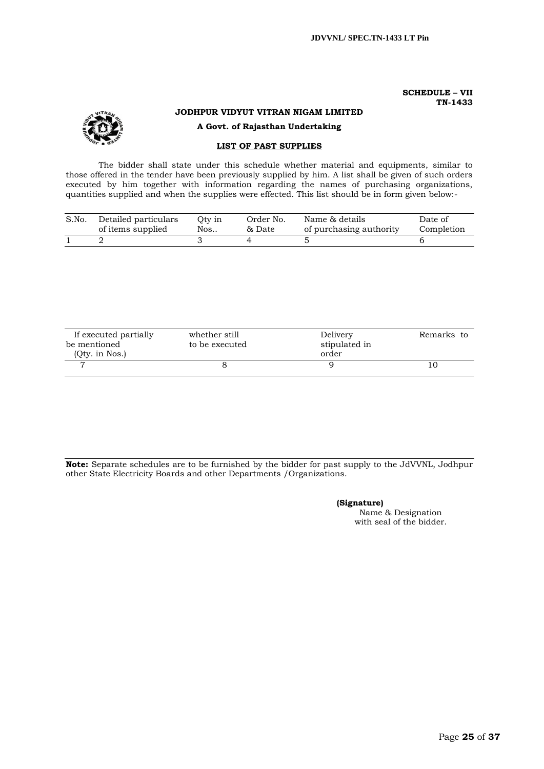**SCHEDULE – VII**
**TN-1433**

**JODHPUR VIDYUT VITRAN NIGAM LIMITED**

**A Govt. of Rajasthan Undertaking**

**LIST OF PAST SUPPLIES**

The bidder shall state under this schedule whether material and equipments, similar to those offered in the tender have been previously supplied by him. A list shall be given of such orders executed by him together with information regarding the names of purchasing organizations, quantities supplied and when the supplies were effected. This list should be in form given below:-

| S.No. | Detailed particulars of items supplied | Qty in Nos.. | Order No. & Date | Name & details of purchasing authority | Date of Completion |
|---|---|---|---|---|---|
| 1 | 2 | 3 | 4 | 5 | 6 |

| If executed partially be mentioned (Qty. in Nos.) | whether still to be executed | Delivery stipulated in order | Remarks to |
|---|---|---|---|
| 7 | 8 | 9 | 10 |

**Note:** Separate schedules are to be furnished by the bidder for past supply to the JdVVNL, Jodhpur other State Electricity Boards and other Departments /Organizations.

**(Signature)**
Name & Designation
with seal of the bidder.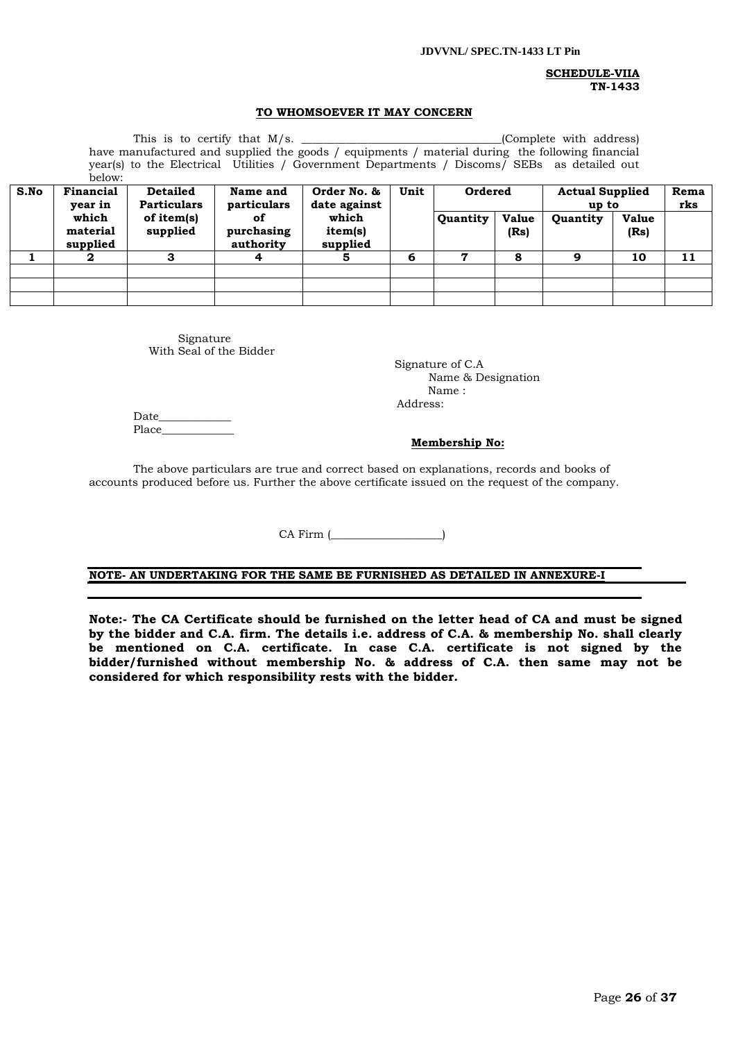**SCHEDULE-VIIA**
**TN-1433**

**TO WHOMSOEVER IT MAY CONCERN**

This is to certify that M/s. ___________________________________(Complete with address) have manufactured and supplied the goods / equipments / material during the following financial year(s) to the Electrical Utilities / Government Departments / Discoms/ SEBs as detailed out below:

| S.No | Financial year in which material supplied | Detailed Particulars of item(s) supplied | Name and particulars of purchasing authority | Order No. & date against which item(s) supplied | Unit | Ordered | | Actual Supplied up to | | Remarks |
|---|---|---|---|---|---|---|---|---|---|---|
| | | | | | | Quantity | Value (Rs) | Quantity | Value (Rs) | |
| 1 | 2 | 3 | 4 | 5 | 6 | 7 | 8 | 9 | 10 | 11 |
| | | | | | | | | | | |
| | | | | | | | | | | |
| | | | | | | | | | | |

Signature
With Seal of the Bidder

Signature of C.A
Name & Designation
Name :
Address:

Date_____________
Place_____________

**Membership No:**

The above particulars are true and correct based on explanations, records and books of accounts produced before us. Further the above certificate issued on the request of the company.

CA Firm (___________________)

**NOTE- AN UNDERTAKING FOR THE SAME BE FURNISHED AS DETAILED IN ANNEXURE-I**

**Note:- The CA Certificate should be furnished on the letter head of CA and must be signed by the bidder and C.A. firm. The details i.e. address of C.A. & membership No. shall clearly be mentioned on C.A. certificate. In case C.A. certificate is not signed by the bidder/furnished without membership No. & address of C.A. then same may not be considered for which responsibility rests with the bidder.**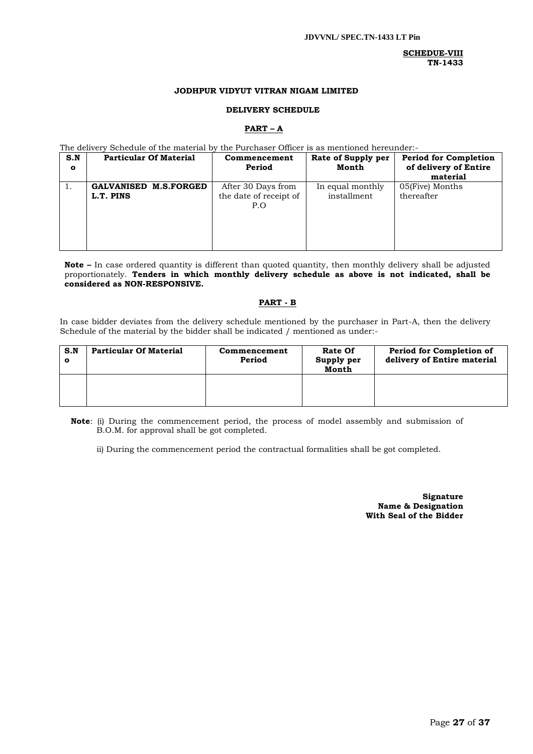**SCHEDUE-VIII**
**TN-1433**

**JODHPUR VIDYUT VITRAN NIGAM LIMITED**

**DELIVERY SCHEDULE**

**PART – A**

The delivery Schedule of the material by the Purchaser Officer is as mentioned hereunder:-

| S.No | Particular Of Material | Commencement Period | Rate of Supply per Month | Period for Completion of delivery of Entire material |
|---|---|---|---|---|
| 1. | **GALVANISED M.S.FORGED L.T. PINS** | After 30 Days from the date of receipt of P.O | In equal monthly installment | 05(Five) Months thereafter |

**Note –** In case ordered quantity is different than quoted quantity, then monthly delivery shall be adjusted proportionately. **Tenders in which monthly delivery schedule as above is not indicated, shall be considered as NON-RESPONSIVE.**

**PART - B**

In case bidder deviates from the delivery schedule mentioned by the purchaser in Part-A, then the delivery Schedule of the material by the bidder shall be indicated / mentioned as under:-

| S.No | Particular Of Material | Commencement Period | Rate Of Supply per Month | Period for Completion of delivery of Entire material |
|---|---|---|---|---|
| | | | | |

**Note**: (i) During the commencement period, the process of model assembly and submission of B.O.M. for approval shall be got completed.

ii) During the commencement period the contractual formalities shall be got completed.

**Signature**
**Name & Designation**
**With Seal of the Bidder**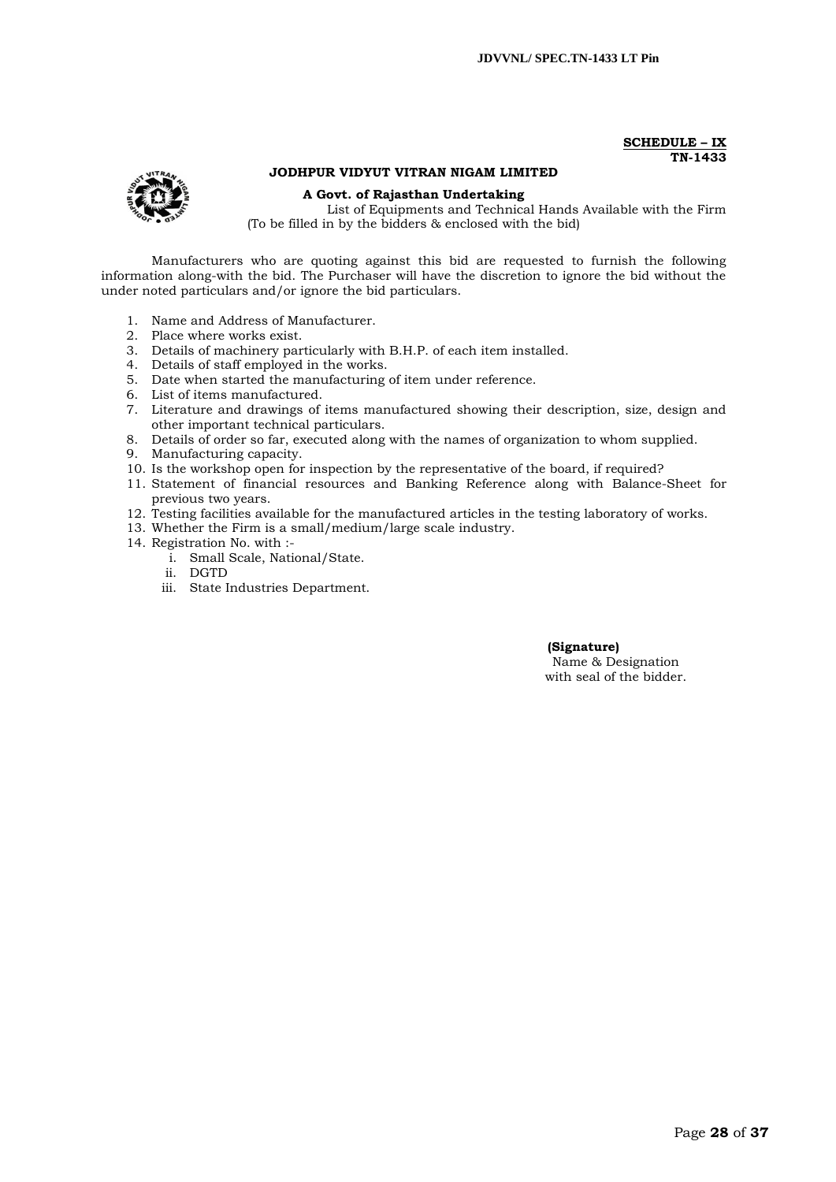**SCHEDULE – IX**
**TN-1433**

**JODHPUR VIDYUT VITRAN NIGAM LIMITED**

**A Govt. of Rajasthan Undertaking**

List of Equipments and Technical Hands Available with the Firm
(To be filled in by the bidders & enclosed with the bid)

Manufacturers who are quoting against this bid are requested to furnish the following information along-with the bid. The Purchaser will have the discretion to ignore the bid without the under noted particulars and/or ignore the bid particulars.

1. Name and Address of Manufacturer.
2. Place where works exist.
3. Details of machinery particularly with B.H.P. of each item installed.
4. Details of staff employed in the works.
5. Date when started the manufacturing of item under reference.
6. List of items manufactured.
7. Literature and drawings of items manufactured showing their description, size, design and other important technical particulars.
8. Details of order so far, executed along with the names of organization to whom supplied.
9. Manufacturing capacity.
10. Is the workshop open for inspection by the representative of the board, if required?
11. Statement of financial resources and Banking Reference along with Balance-Sheet for previous two years.
12. Testing facilities available for the manufactured articles in the testing laboratory of works.
13. Whether the Firm is a small/medium/large scale industry.
14. Registration No. with :-
    i. Small Scale, National/State.
    ii. DGTD
    iii. State Industries Department.

**(Signature)**
Name & Designation
with seal of the bidder.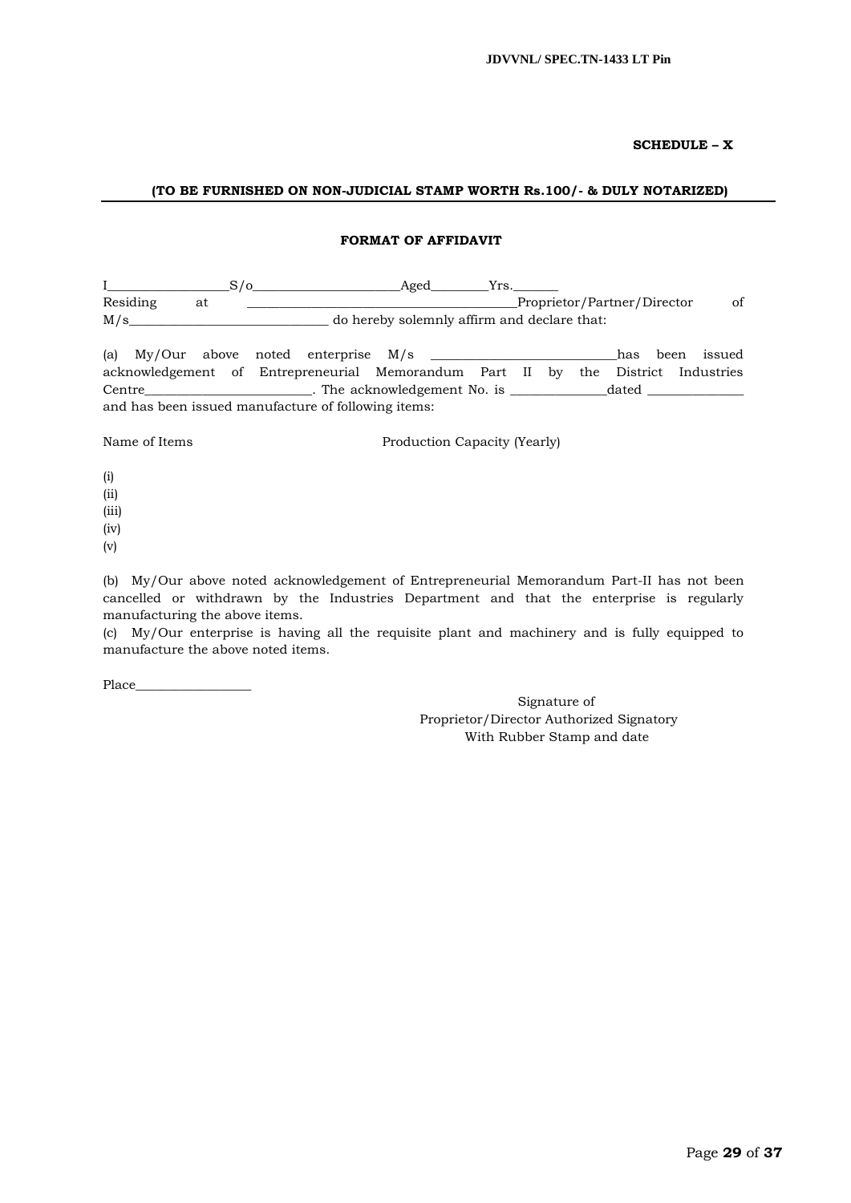**SCHEDULE – X**

**(TO BE FURNISHED ON NON-JUDICIAL STAMP WORTH Rs.100/- & DULY NOTARIZED)**

**FORMAT OF AFFIDAVIT**

I__________________S/o______________________Aged________Yrs._______ Residing at ________________________________________Proprietor/Partner/Director of M/s______________________________ do hereby solemnly affirm and declare that:

(a) My/Our above noted enterprise M/s ____________________________has been issued acknowledgement of Entrepreneurial Memorandum Part II by the District Industries Centre_________________________. The acknowledgement No. is ______________dated ______________ and has been issued manufacture of following items:

Name of Items Production Capacity (Yearly)

(i)
(ii)
(iii)
(iv)
(v)

(b) My/Our above noted acknowledgement of Entrepreneurial Memorandum Part-II has not been cancelled or withdrawn by the Industries Department and that the enterprise is regularly manufacturing the above items.

(c) My/Our enterprise is having all the requisite plant and machinery and is fully equipped to manufacture the above noted items.

Place_________________

Signature of
Proprietor/Director Authorized Signatory
With Rubber Stamp and date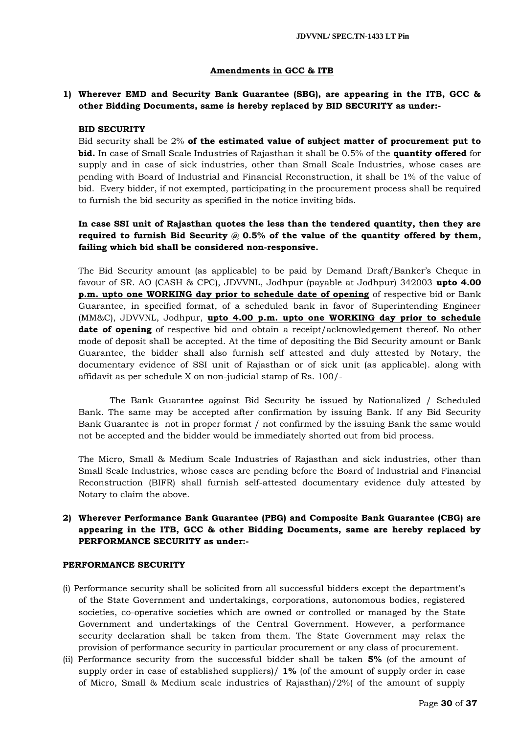## Amendments in GCC & ITB

**1) Wherever EMD and Security Bank Guarantee (SBG), are appearing in the ITB, GCC & other Bidding Documents, same is hereby replaced by BID SECURITY as under:-**

**BID SECURITY**

Bid security shall be 2% **of the estimated value of subject matter of procurement put to bid.** In case of Small Scale Industries of Rajasthan it shall be 0.5% of the **quantity offered** for supply and in case of sick industries, other than Small Scale Industries, whose cases are pending with Board of Industrial and Financial Reconstruction, it shall be 1% of the value of bid. Every bidder, if not exempted, participating in the procurement process shall be required to furnish the bid security as specified in the notice inviting bids.

**In case SSI unit of Rajasthan quotes the less than the tendered quantity, then they are required to furnish Bid Security @ 0.5% of the value of the quantity offered by them, failing which bid shall be considered non-responsive.**

The Bid Security amount (as applicable) to be paid by Demand Draft/Banker's Cheque in favour of SR. AO (CASH & CPC), JDVVNL, Jodhpur (payable at Jodhpur) 342003 **upto 4.00 p.m. upto one WORKING day prior to schedule date of opening** of respective bid or Bank Guarantee, in specified format, of a scheduled bank in favor of Superintending Engineer (MM&C), JDVVNL, Jodhpur, **upto 4.00 p.m. upto one WORKING day prior to schedule date of opening** of respective bid and obtain a receipt/acknowledgement thereof. No other mode of deposit shall be accepted. At the time of depositing the Bid Security amount or Bank Guarantee, the bidder shall also furnish self attested and duly attested by Notary, the documentary evidence of SSI unit of Rajasthan or of sick unit (as applicable). along with affidavit as per schedule X on non-judicial stamp of Rs. 100/-

The Bank Guarantee against Bid Security be issued by Nationalized / Scheduled Bank. The same may be accepted after confirmation by issuing Bank. If any Bid Security Bank Guarantee is not in proper format / not confirmed by the issuing Bank the same would not be accepted and the bidder would be immediately shorted out from bid process.

The Micro, Small & Medium Scale Industries of Rajasthan and sick industries, other than Small Scale Industries, whose cases are pending before the Board of Industrial and Financial Reconstruction (BIFR) shall furnish self-attested documentary evidence duly attested by Notary to claim the above.

**2) Wherever Performance Bank Guarantee (PBG) and Composite Bank Guarantee (CBG) are appearing in the ITB, GCC & other Bidding Documents, same are hereby replaced by PERFORMANCE SECURITY as under:-**

**PERFORMANCE SECURITY**

(i) Performance security shall be solicited from all successful bidders except the department's of the State Government and undertakings, corporations, autonomous bodies, registered societies, co-operative societies which are owned or controlled or managed by the State Government and undertakings of the Central Government. However, a performance security declaration shall be taken from them. The State Government may relax the provision of performance security in particular procurement or any class of procurement.

(ii) Performance security from the successful bidder shall be taken **5%** (of the amount of supply order in case of established suppliers)/ **1%** (of the amount of supply order in case of Micro, Small & Medium scale industries of Rajasthan)/2%( of the amount of supply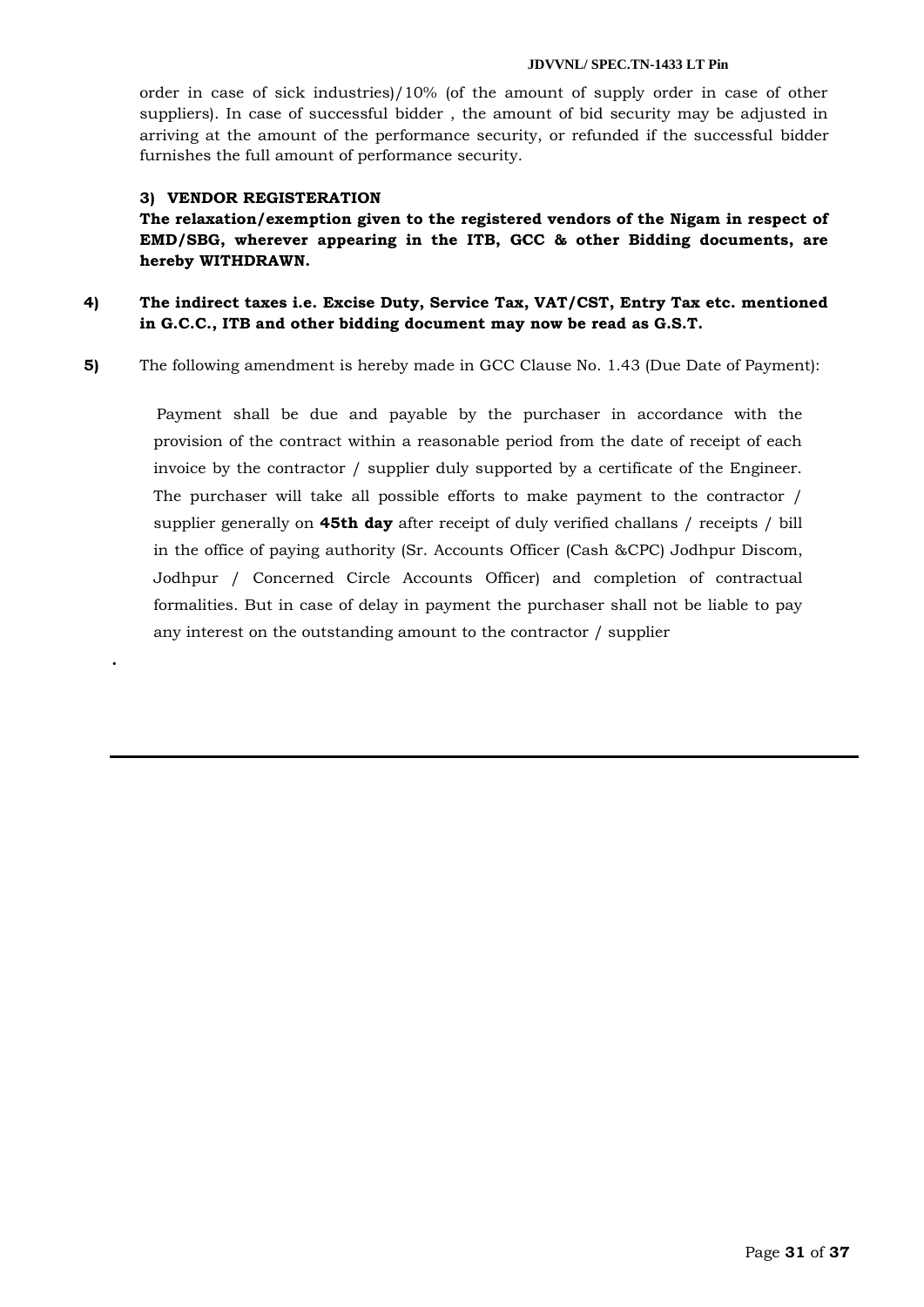order in case of sick industries)/10% (of the amount of supply order in case of other suppliers). In case of successful bidder , the amount of bid security may be adjusted in arriving at the amount of the performance security, or refunded if the successful bidder furnishes the full amount of performance security.

**3) VENDOR REGISTERATION**

**The relaxation/exemption given to the registered vendors of the Nigam in respect of EMD/SBG, wherever appearing in the ITB, GCC & other Bidding documents, are hereby WITHDRAWN.**

**4) The indirect taxes i.e. Excise Duty, Service Tax, VAT/CST, Entry Tax etc. mentioned in G.C.C., ITB and other bidding document may now be read as G.S.T.**

**5)** The following amendment is hereby made in GCC Clause No. 1.43 (Due Date of Payment):

Payment shall be due and payable by the purchaser in accordance with the provision of the contract within a reasonable period from the date of receipt of each invoice by the contractor / supplier duly supported by a certificate of the Engineer. The purchaser will take all possible efforts to make payment to the contractor / supplier generally on **45th day** after receipt of duly verified challans / receipts / bill in the office of paying authority (Sr. Accounts Officer (Cash &CPC) Jodhpur Discom, Jodhpur / Concerned Circle Accounts Officer) and completion of contractual formalities. But in case of delay in payment the purchaser shall not be liable to pay any interest on the outstanding amount to the contractor / supplier

.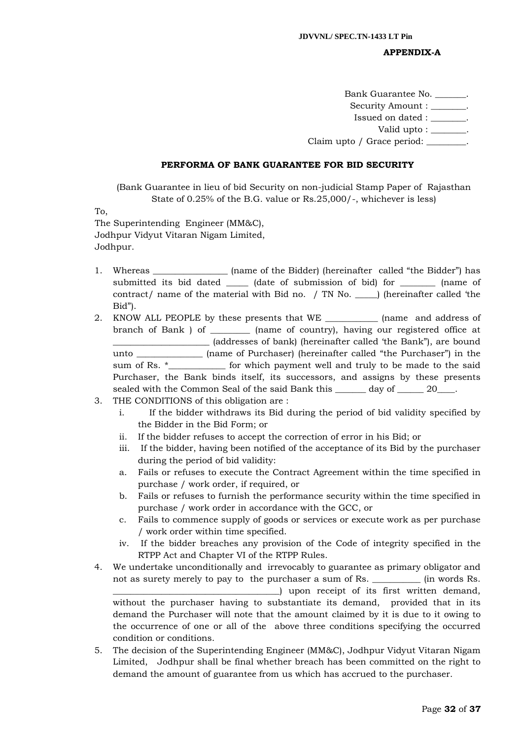**APPENDIX-A**

Bank Guarantee No. _______.
Security Amount : ________.
Issued on dated : ________.
Valid upto : ________.
Claim upto / Grace period: _________.

**PERFORMA OF BANK GUARANTEE FOR BID SECURITY**

(Bank Guarantee in lieu of bid Security on non-judicial Stamp Paper of Rajasthan State of 0.25% of the B.G. value or Rs.25,000/-, whichever is less)

To,
The Superintending Engineer (MM&C),
Jodhpur Vidyut Vitaran Nigam Limited,
Jodhpur.

1. Whereas _________________ (name of the Bidder) (hereinafter called "the Bidder") has submitted its bid dated _____ (date of submission of bid) for ________ (name of contract/ name of the material with Bid no. / TN No. _____) (hereinafter called 'the Bid").
2. KNOW ALL PEOPLE by these presents that WE ____________ (name and address of branch of Bank ) of _________ (name of country), having our registered office at ______________________ (addresses of bank) (hereinafter called 'the Bank"), are bound unto _______________ (name of Purchaser) (hereinafter called "the Purchaser") in the sum of Rs. *_____________ for which payment well and truly to be made to the said Purchaser, the Bank binds itself, its successors, and assigns by these presents sealed with the Common Seal of the said Bank this _______ day of ______ 20____.
3. THE CONDITIONS of this obligation are :
   i. If the bidder withdraws its Bid during the period of bid validity specified by the Bidder in the Bid Form; or
   ii. If the bidder refuses to accept the correction of error in his Bid; or
   iii. If the bidder, having been notified of the acceptance of its Bid by the purchaser during the period of bid validity:
   a. Fails or refuses to execute the Contract Agreement within the time specified in purchase / work order, if required, or
   b. Fails or refuses to furnish the performance security within the time specified in purchase / work order in accordance with the GCC, or
   c. Fails to commence supply of goods or services or execute work as per purchase / work order within time specified.
   iv. If the bidder breaches any provision of the Code of integrity specified in the RTPP Act and Chapter VI of the RTPP Rules.
4. We undertake unconditionally and irrevocably to guarantee as primary obligator and not as surety merely to pay to the purchaser a sum of Rs. ___________ (in words Rs. ______________________________________) upon receipt of its first written demand, without the purchaser having to substantiate its demand, provided that in its demand the Purchaser will note that the amount claimed by it is due to it owing to the occurrence of one or all of the above three conditions specifying the occurred condition or conditions.
5. The decision of the Superintending Engineer (MM&C), Jodhpur Vidyut Vitaran Nigam Limited, Jodhpur shall be final whether breach has been committed on the right to demand the amount of guarantee from us which has accrued to the purchaser.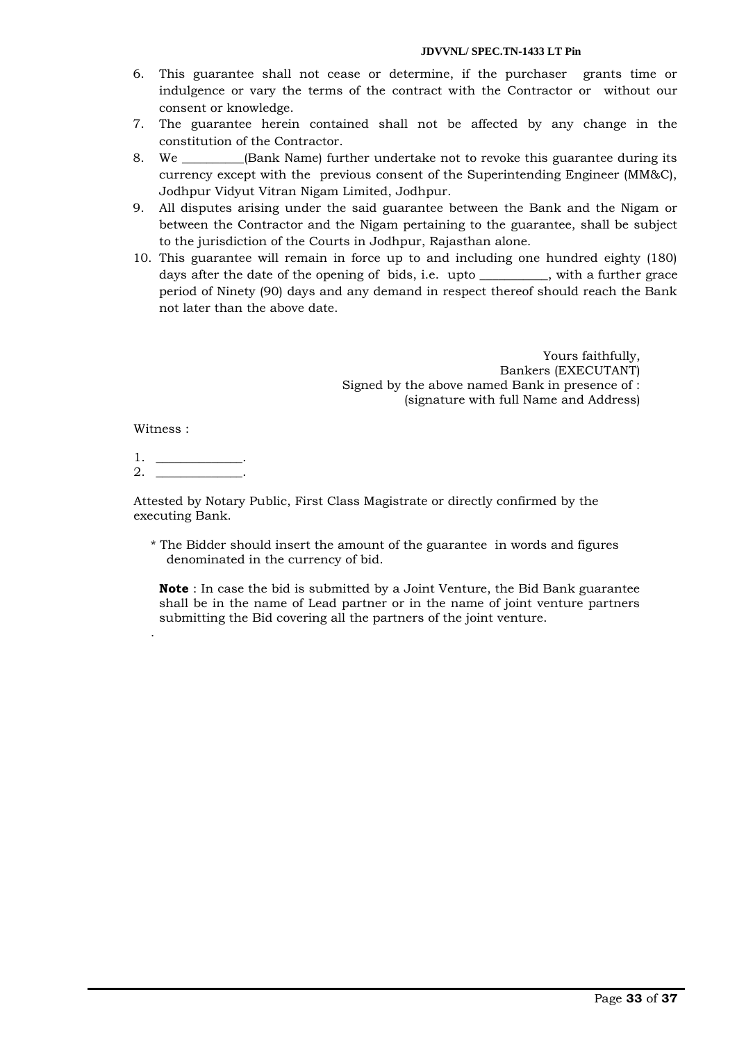6. This guarantee shall not cease or determine, if the purchaser grants time or indulgence or vary the terms of the contract with the Contractor or without our consent or knowledge.
7. The guarantee herein contained shall not be affected by any change in the constitution of the Contractor.
8. We _________(Bank Name) further undertake not to revoke this guarantee during its currency except with the previous consent of the Superintending Engineer (MM&C), Jodhpur Vidyut Vitran Nigam Limited, Jodhpur.
9. All disputes arising under the said guarantee between the Bank and the Nigam or between the Contractor and the Nigam pertaining to the guarantee, shall be subject to the jurisdiction of the Courts in Jodhpur, Rajasthan alone.
10. This guarantee will remain in force up to and including one hundred eighty (180) days after the date of the opening of bids, i.e. upto __________, with a further grace period of Ninety (90) days and any demand in respect thereof should reach the Bank not later than the above date.

Yours faithfully,
Bankers (EXECUTANT)
Signed by the above named Bank in presence of :
(signature with full Name and Address)

Witness :

1. _____________.
2. _____________.

Attested by Notary Public, First Class Magistrate or directly confirmed by the executing Bank.

\* The Bidder should insert the amount of the guarantee in words and figures denominated in the currency of bid.

**Note** : In case the bid is submitted by a Joint Venture, the Bid Bank guarantee shall be in the name of Lead partner or in the name of joint venture partners submitting the Bid covering all the partners of the joint venture.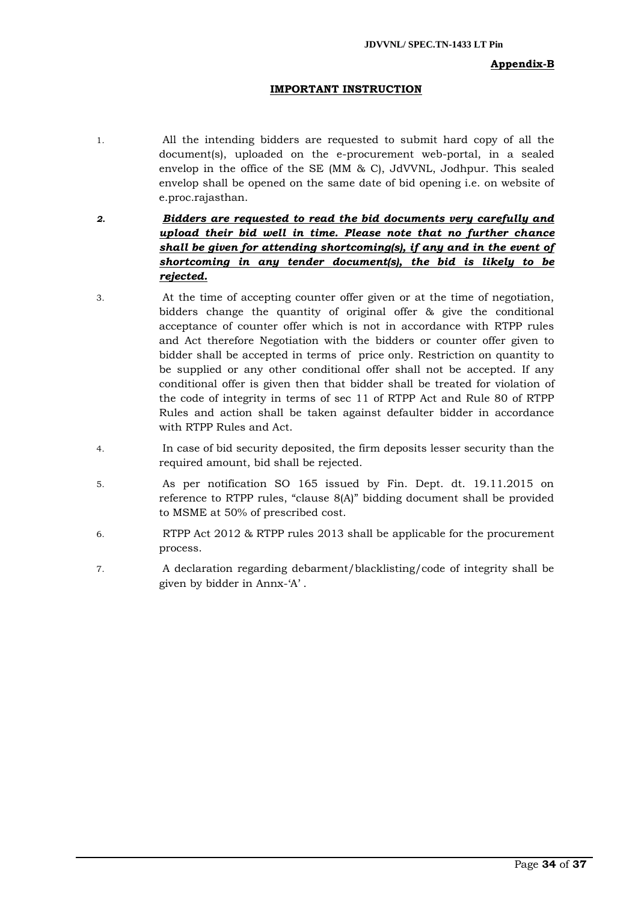**Appendix-B**

## IMPORTANT INSTRUCTION

1. All the intending bidders are requested to submit hard copy of all the document(s), uploaded on the e-procurement web-portal, in a sealed envelop in the office of the SE (MM & C), JdVVNL, Jodhpur. This sealed envelop shall be opened on the same date of bid opening i.e. on website of e.proc.rajasthan.

2. ***Bidders are requested to read the bid documents very carefully and upload their bid well in time. Please note that no further chance shall be given for attending shortcoming(s), if any and in the event of shortcoming in any tender document(s), the bid is likely to be rejected.***

3. At the time of accepting counter offer given or at the time of negotiation, bidders change the quantity of original offer & give the conditional acceptance of counter offer which is not in accordance with RTPP rules and Act therefore Negotiation with the bidders or counter offer given to bidder shall be accepted in terms of price only. Restriction on quantity to be supplied or any other conditional offer shall not be accepted. If any conditional offer is given then that bidder shall be treated for violation of the code of integrity in terms of sec 11 of RTPP Act and Rule 80 of RTPP Rules and action shall be taken against defaulter bidder in accordance with RTPP Rules and Act.

4. In case of bid security deposited, the firm deposits lesser security than the required amount, bid shall be rejected.

5. As per notification SO 165 issued by Fin. Dept. dt. 19.11.2015 on reference to RTPP rules, "clause 8(A)" bidding document shall be provided to MSME at 50% of prescribed cost.

6. RTPP Act 2012 & RTPP rules 2013 shall be applicable for the procurement process.

7. A declaration regarding debarment/blacklisting/code of integrity shall be given by bidder in Annx-'A' .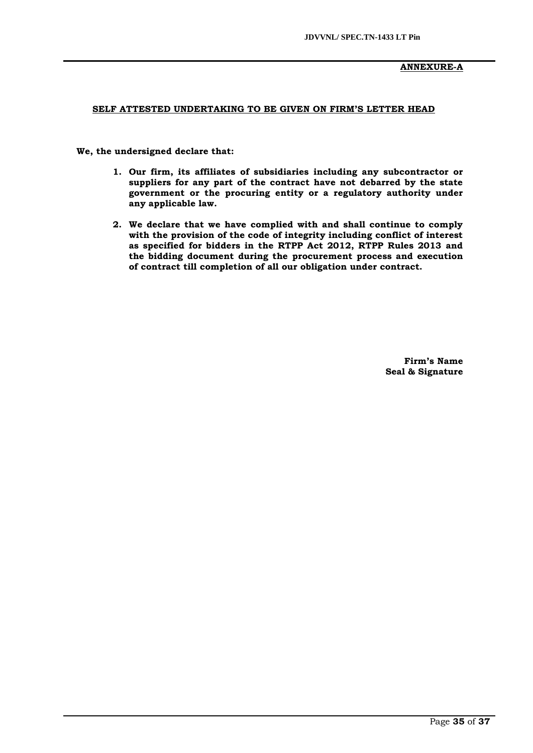**ANNEXURE-A**

**SELF ATTESTED UNDERTAKING TO BE GIVEN ON FIRM'S LETTER HEAD**

**We, the undersigned declare that:**

1. **Our firm, its affiliates of subsidiaries including any subcontractor or suppliers for any part of the contract have not debarred by the state government or the procuring entity or a regulatory authority under any applicable law.**
2. **We declare that we have complied with and shall continue to comply with the provision of the code of integrity including conflict of interest as specified for bidders in the RTPP Act 2012, RTPP Rules 2013 and the bidding document during the procurement process and execution of contract till completion of all our obligation under contract.**

**Firm's Name**
**Seal & Signature**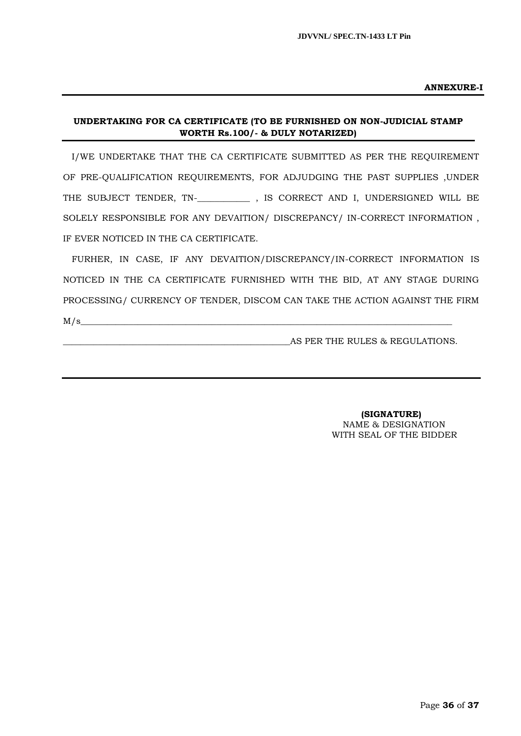**ANNEXURE-I**

**UNDERTAKING FOR CA CERTIFICATE (TO BE FURNISHED ON NON-JUDICIAL STAMP WORTH Rs.100/- & DULY NOTARIZED)**

I/WE UNDERTAKE THAT THE CA CERTIFICATE SUBMITTED AS PER THE REQUIREMENT OF PRE-QUALIFICATION REQUIREMENTS, FOR ADJUDGING THE PAST SUPPLIES ,UNDER THE SUBJECT TENDER, TN-___________ , IS CORRECT AND I, UNDERSIGNED WILL BE SOLELY RESPONSIBLE FOR ANY DEVAITION/ DISCREPANCY/ IN-CORRECT INFORMATION , IF EVER NOTICED IN THE CA CERTIFICATE.

FURHER, IN CASE, IF ANY DEVAITION/DISCREPANCY/IN-CORRECT INFORMATION IS NOTICED IN THE CA CERTIFICATE FURNISHED WITH THE BID, AT ANY STAGE DURING PROCESSING/ CURRENCY OF TENDER, DISCOM CAN TAKE THE ACTION AGAINST THE FIRM M/s_________________________________________________________________________________ _________________________________________________AS PER THE RULES & REGULATIONS.

**(SIGNATURE)**
NAME & DESIGNATION
WITH SEAL OF THE BIDDER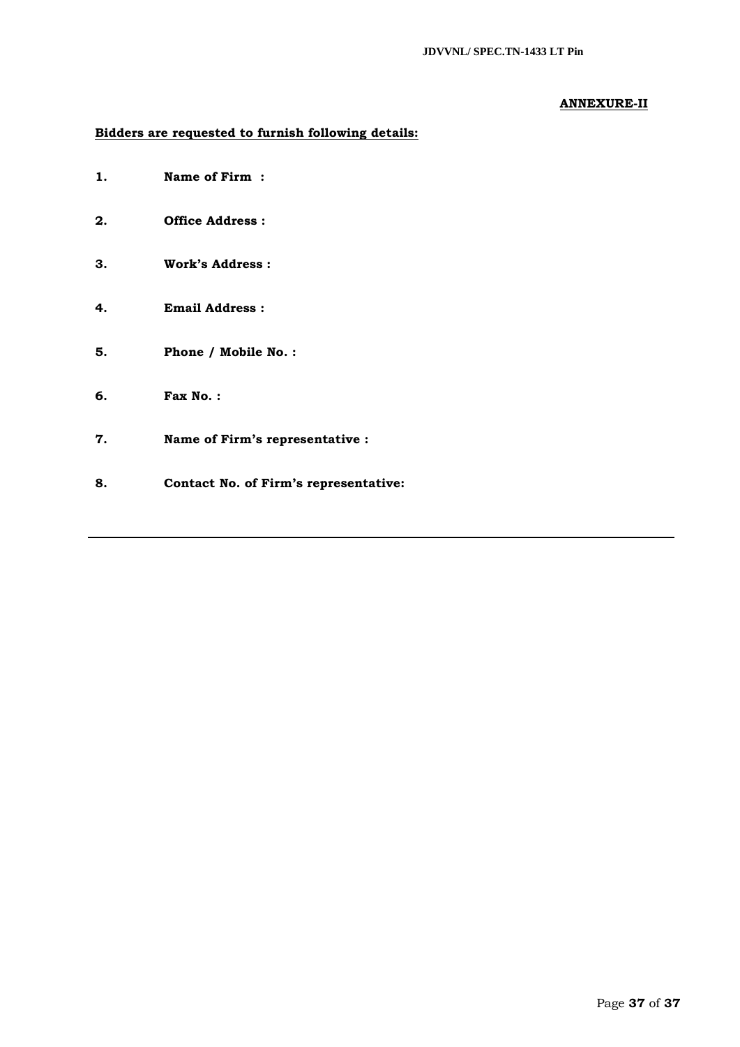**ANNEXURE-II**

**Bidders are requested to furnish following details:**

1. **Name of Firm :**

2. **Office Address :**

3. **Work's Address :**

4. **Email Address :**

5. **Phone / Mobile No. :**

6. **Fax No. :**

7. **Name of Firm's representative :**

8. **Contact No. of Firm's representative:**

---